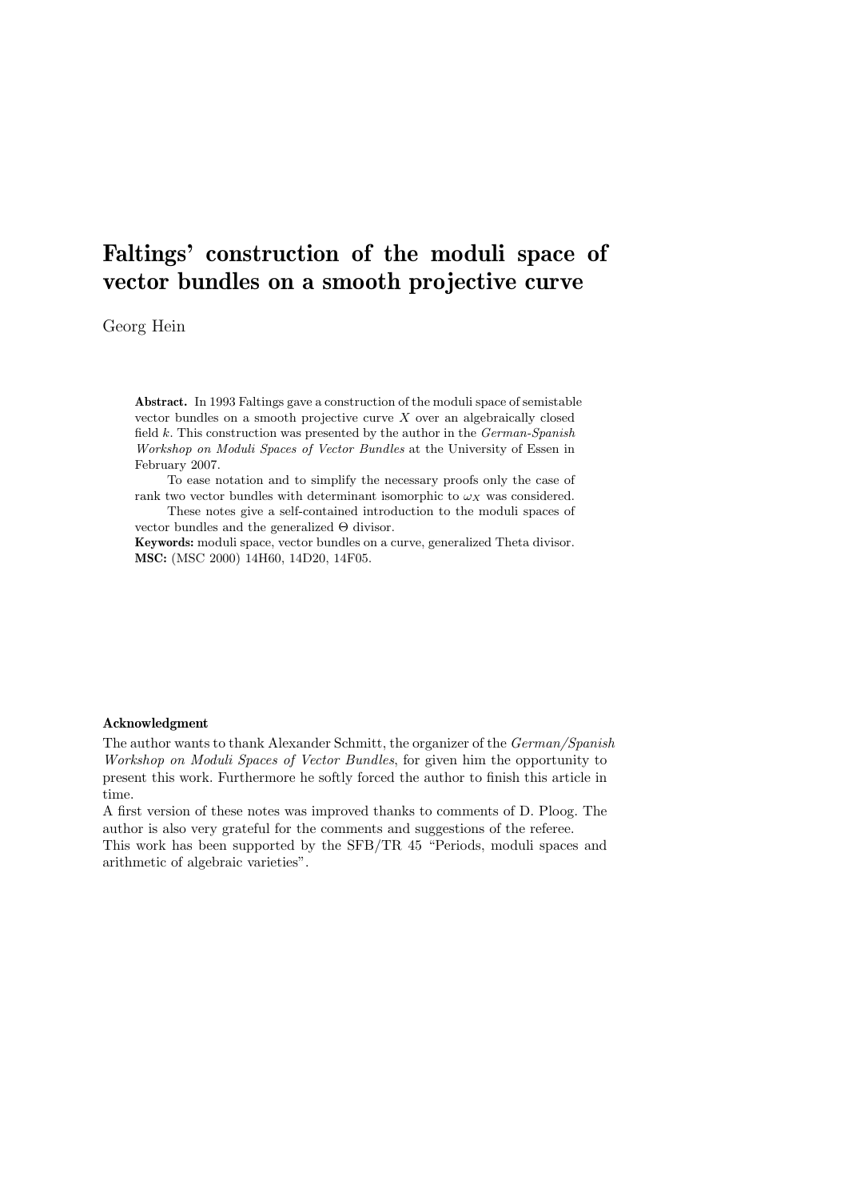# Faltings' construction of the moduli space of vector bundles on a smooth projective curve

Georg Hein

**Abstract.** In 1993 Faltings gave a construction of the moduli space of semistable vector bundles on a smooth projective curve $X$ over an algebraically closed field $k$. This construction was presented by the author in the *German-Spanish Workshop on Moduli Spaces of Vector Bundles* at the University of Essen in February 2007.

To ease notation and to simplify the necessary proofs only the case of rank two vector bundles with determinant isomorphic to $\omega_X$ was considered.

These notes give a self-contained introduction to the moduli spaces of vector bundles and the generalized $\Theta$ divisor.

**Keywords:** moduli space, vector bundles on a curve, generalized Theta divisor.
**MSC:** (MSC 2000) 14H60, 14D20, 14F05.

### Acknowledgment

The author wants to thank Alexander Schmitt, the organizer of the *German/Spanish Workshop on Moduli Spaces of Vector Bundles*, for given him the opportunity to present this work. Furthermore he softly forced the author to finish this article in time.

A first version of these notes was improved thanks to comments of D. Ploog. The author is also very grateful for the comments and suggestions of the referee.

This work has been supported by the SFB/TR 45 "Periods, moduli spaces and arithmetic of algebraic varieties".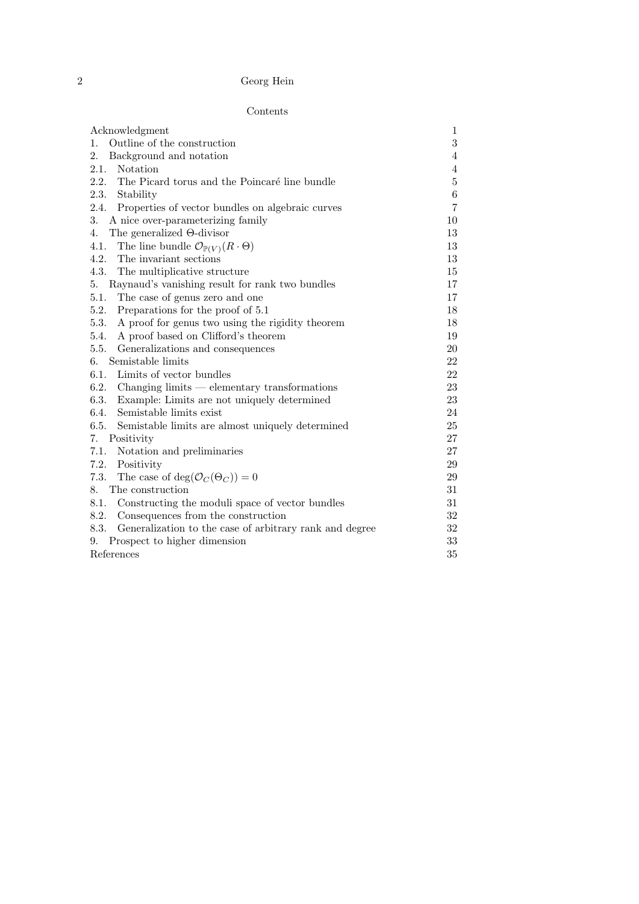Contents

| | |
|---|---|
| Acknowledgment | 1 |
| 1. Outline of the construction | 3 |
| 2. Background and notation | 4 |
| 2.1. Notation | 4 |
| 2.2. The Picard torus and the Poincaré line bundle | 5 |
| 2.3. Stability | 6 |
| 2.4. Properties of vector bundles on algebraic curves | 7 |
| 3. A nice over-parameterizing family | 10 |
| 4. The generalized Θ-divisor | 13 |
| 4.1. The line bundle $\mathcal{O}_{\mathbb{P}(V)}(R \cdot \Theta)$ | 13 |
| 4.2. The invariant sections | 13 |
| 4.3. The multiplicative structure | 15 |
| 5. Raynaud's vanishing result for rank two bundles | 17 |
| 5.1. The case of genus zero and one | 17 |
| 5.2. Preparations for the proof of 5.1 | 18 |
| 5.3. A proof for genus two using the rigidity theorem | 18 |
| 5.4. A proof based on Clifford's theorem | 19 |
| 5.5. Generalizations and consequences | 20 |
| 6. Semistable limits | 22 |
| 6.1. Limits of vector bundles | 22 |
| 6.2. Changing limits — elementary transformations | 23 |
| 6.3. Example: Limits are not uniquely determined | 23 |
| 6.4. Semistable limits exist | 24 |
| 6.5. Semistable limits are almost uniquely determined | 25 |
| 7. Positivity | 27 |
| 7.1. Notation and preliminaries | 27 |
| 7.2. Positivity | 29 |
| 7.3. The case of $\deg(\mathcal{O}_C(\Theta_C)) = 0$ | 29 |
| 8. The construction | 31 |
| 8.1. Constructing the moduli space of vector bundles | 31 |
| 8.2. Consequences from the construction | 32 |
| 8.3. Generalization to the case of arbitrary rank and degree | 32 |
| 9. Prospect to higher dimension | 33 |
| References | 35 |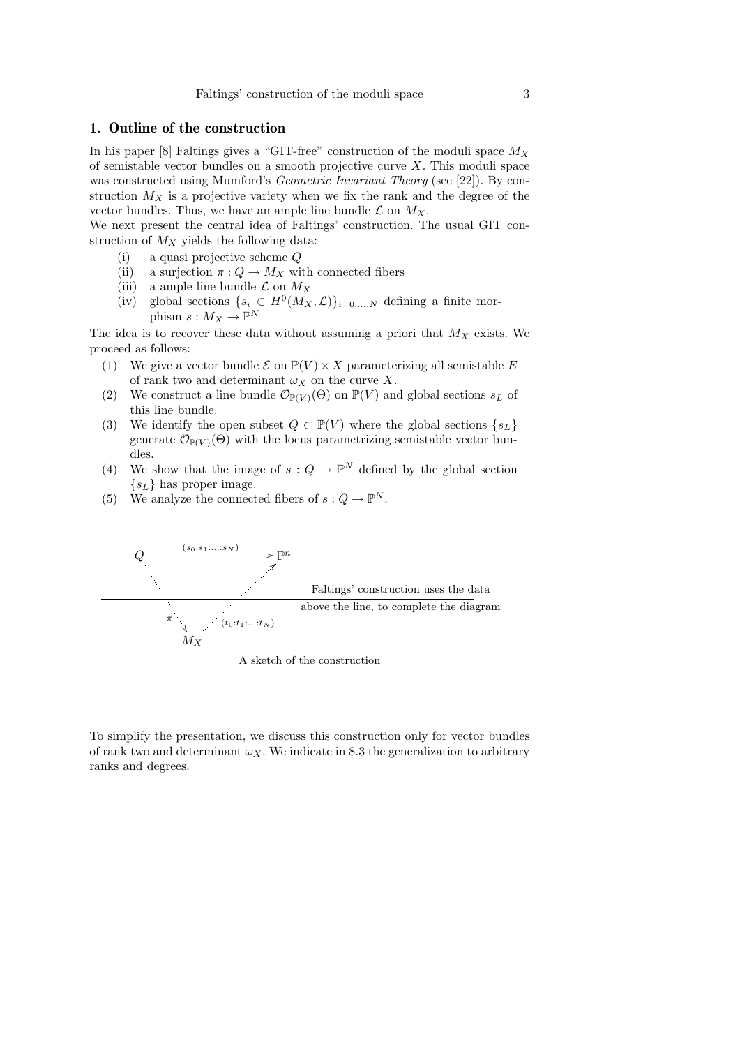## 1. Outline of the construction

In his paper [8] Faltings gives a "GIT-free" construction of the moduli space $M_X$ of semistable vector bundles on a smooth projective curve $X$. This moduli space was constructed using Mumford's *Geometric Invariant Theory* (see [22]). By construction $M_X$ is a projective variety when we fix the rank and the degree of the vector bundles. Thus, we have an ample line bundle $\mathcal{L}$ on $M_X$.

We next present the central idea of Faltings' construction. The usual GIT construction of $M_X$ yields the following data:

- (i) a quasi projective scheme $Q$
- (ii) a surjection $\pi : Q \to M_X$ with connected fibers
- (iii) a ample line bundle $\mathcal{L}$ on $M_X$
- (iv) global sections $\{s_i \in H^0(M_X, \mathcal{L})\}_{i=0,\ldots,N}$ defining a finite morphism $s : M_X \to \mathbb{P}^N$

The idea is to recover these data without assuming a priori that $M_X$ exists. We proceed as follows:

1. We give a vector bundle $\mathcal{E}$ on $\mathbb{P}(V) \times X$ parameterizing all semistable $E$ of rank two and determinant $\omega_X$ on the curve $X$.
2. We construct a line bundle $\mathcal{O}_{\mathbb{P}(V)}(\Theta)$ on $\mathbb{P}(V)$ and global sections $s_L$ of this line bundle.
3. We identify the open subset $Q \subset \mathbb{P}(V)$ where the global sections $\{s_L\}$ generate $\mathcal{O}_{\mathbb{P}(V)}(\Theta)$ with the locus parametrizing semistable vector bundles.
4. We show that the image of $s : Q \to \mathbb{P}^N$ defined by the global section $\{s_L\}$ has proper image.
5. We analyze the connected fibers of $s : Q \to \mathbb{P}^N$.

$$
\begin{array}{ccc}
Q & \xrightarrow{(s_0:s_1:\ldots:s_N)} & \mathbb{P}^n \\
 & \searrow^{\pi} \quad \nearrow_{(t_0:t_1:\ldots:t_N)} & \\
 & M_X &
\end{array}
$$

Faltings' construction uses the data above the line, to complete the diagram

A sketch of the construction

To simplify the presentation, we discuss this construction only for vector bundles of rank two and determinant $\omega_X$. We indicate in 8.3 the generalization to arbitrary ranks and degrees.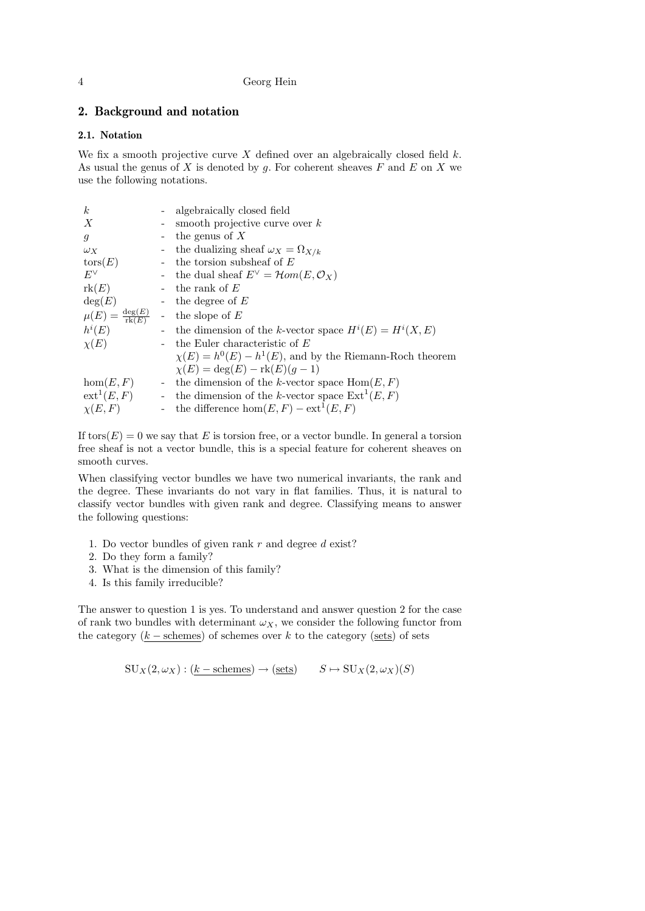## 2. Background and notation

### 2.1. Notation

We fix a smooth projective curve $X$ defined over an algebraically closed field $k$. As usual the genus of $X$ is denoted by $g$. For coherent sheaves $F$ and $E$ on $X$ we use the following notations.

| | | |
|---|---|---|
| $k$ | - | algebraically closed field |
| $X$ | - | smooth projective curve over $k$ |
| $g$ | - | the genus of $X$ |
| $\omega_X$ | - | the dualizing sheaf $\omega_X = \Omega_{X/k}$ |
| $\mathrm{tors}(E)$ | - | the torsion subsheaf of $E$ |
| $E^\vee$ | - | the dual sheaf $E^\vee = \mathcal{H}om(E, \mathcal{O}_X)$ |
| $\mathrm{rk}(E)$ | - | the rank of $E$ |
| $\deg(E)$ | - | the degree of $E$ |
| $\mu(E) = \frac{\deg(E)}{\mathrm{rk}(E)}$ | - | the slope of $E$ |
| $h^i(E)$ | - | the dimension of the $k$-vector space $H^i(E) = H^i(X, E)$ |
| $\chi(E)$ | - | the Euler characteristic of $E$ $\chi(E) = h^0(E) - h^1(E)$, and by the Riemann-Roch theorem $\chi(E) = \deg(E) - \mathrm{rk}(E)(g-1)$ |
| $\hom(E, F)$ | - | the dimension of the $k$-vector space $\mathrm{Hom}(E, F)$ |
| $\mathrm{ext}^1(E, F)$ | - | the dimension of the $k$-vector space $\mathrm{Ext}^1(E, F)$ |
| $\chi(E, F)$ | - | the difference $\hom(E, F) - \mathrm{ext}^1(E, F)$ |

If $\mathrm{tors}(E) = 0$ we say that $E$ is torsion free, or a vector bundle. In general a torsion free sheaf is not a vector bundle, this is a special feature for coherent sheaves on smooth curves.

When classifying vector bundles we have two numerical invariants, the rank and the degree. These invariants do not vary in flat families. Thus, it is natural to classify vector bundles with given rank and degree. Classifying means to answer the following questions:

1. Do vector bundles of given rank $r$ and degree $d$ exist?
2. Do they form a family?
3. What is the dimension of this family?
4. Is this family irreducible?

The answer to question 1 is yes. To understand and answer question 2 for the case of rank two bundles with determinant $\omega_X$, we consider the following functor from the category $(\underline{k - \mathrm{schemes}})$ of schemes over $k$ to the category $(\underline{\mathrm{sets}})$ of sets

$$\mathrm{SU}_X(2, \omega_X) : (\underline{k - \mathrm{schemes}}) \to (\underline{\mathrm{sets}}) \qquad S \mapsto \mathrm{SU}_X(2, \omega_X)(S)$$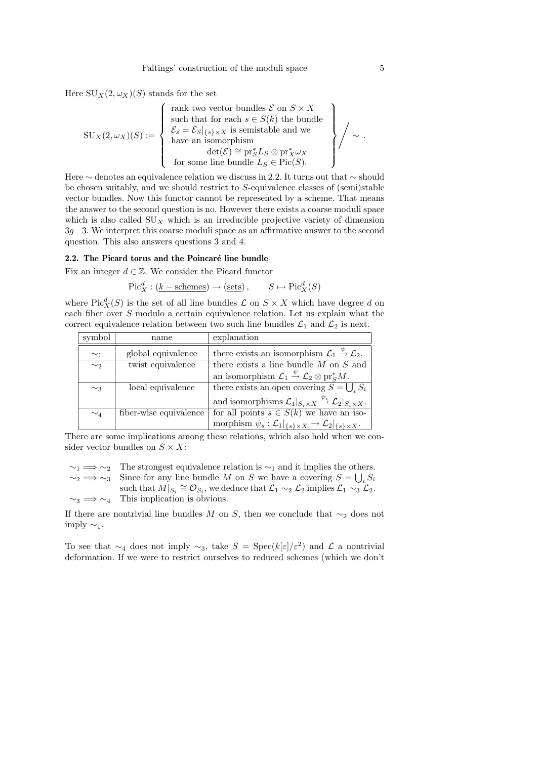Here $\mathrm{SU}_X(2,\omega_X)(S)$ stands for the set

$$\mathrm{SU}_X(2,\omega_X)(S) := \left\{ \begin{array}{c} \text{rank two vector bundles } \mathcal{E} \text{ on } S\times X \\ \text{such that for each } s\in S(k) \text{ the bundle} \\ \mathcal{E}_s = \mathcal{E}_S|_{\{s\}\times X} \text{ is semistable and we} \\ \text{have an isomorphism} \\ \det(\mathcal{E}) \cong \mathrm{pr}_S^* L_S \otimes \mathrm{pr}_X^* \omega_X \\ \text{for some line bundle } L_S \in \mathrm{Pic}(S). \end{array} \right\} \Big/ \sim .$$

Here $\sim$ denotes an equivalence relation we discuss in 2.2. It turns out that $\sim$ should be chosen suitably, and we should restrict to $S$-equivalence classes of (semi)stable vector bundles. Now this functor cannot be represented by a scheme. That means the answer to the second question is no. However there exists a coarse moduli space which is also called $\mathrm{SU}_X$ which is an irreducible projective variety of dimension $3g-3$. We interpret this coarse moduli space as an affirmative answer to the second question. This also answers questions 3 and 4.

### 2.2. The Picard torus and the Poincaré line bundle

Fix an integer $d \in \mathbb{Z}$. We consider the Picard functor

$$\mathrm{Pic}_X^d : (\underline{k-\text{schemes}}) \to (\underline{\text{sets}}), \qquad S \mapsto \mathrm{Pic}_X^d(S)$$

where $\mathrm{Pic}_X^d(S)$ is the set of all line bundles $\mathcal{L}$ on $S \times X$ which have degree $d$ on each fiber over $S$ modulo a certain equivalence relation. Let us explain what the correct equivalence relation between two such line bundles $\mathcal{L}_1$ and $\mathcal{L}_2$ is next.

| symbol | name | explanation |
|---|---|---|
| $\sim_1$ | global equivalence | there exists an isomorphism $\mathcal{L}_1 \xrightarrow{\psi} \mathcal{L}_2$. |
| $\sim_2$ | twist equivalence | there exists a line bundle $M$ on $S$ and an isomorphism $\mathcal{L}_1 \xrightarrow{\psi} \mathcal{L}_2 \otimes \mathrm{pr}_S^* M$. |
| $\sim_3$ | local equivalence | there exists an open covering $S = \bigcup_i S_i$ and isomorphisms $\mathcal{L}_1\|_{S_i\times X} \xrightarrow{\psi_i} \mathcal{L}_2\|_{S_i \times X}$. |
| $\sim_4$ | fiber-wise equivalence | for all points $s \in S(k)$ we have an isomorphism $\psi_s : \mathcal{L}_1\|_{\{s\}\times X} \to \mathcal{L}_2\|_{\{s\}\times X}$. |

There are some implications among these relations, which also hold when we consider vector bundles on $S \times X$:

- $\sim_1 \implies \sim_2$ The strongest equivalence relation is $\sim_1$ and it implies the others.
- $\sim_2 \implies \sim_3$ Since for any line bundle $M$ on $S$ we have a covering $S = \bigcup_i S_i$ such that $M|_{S_i} \cong \mathcal{O}_{S_i}$, we deduce that $\mathcal{L}_1 \sim_2 \mathcal{L}_2$ implies $\mathcal{L}_1 \sim_3 \mathcal{L}_2$.
- $\sim_3 \implies \sim_4$ This implication is obvious.

If there are nontrivial line bundles $M$ on $S$, then we conclude that $\sim_2$ does not imply $\sim_1$.

To see that $\sim_4$ does not imply $\sim_3$, take $S = \mathrm{Spec}(k[\varepsilon]/\varepsilon^2)$ and $\mathcal{L}$ a nontrivial deformation. If we were to restrict ourselves to reduced schemes (which we don't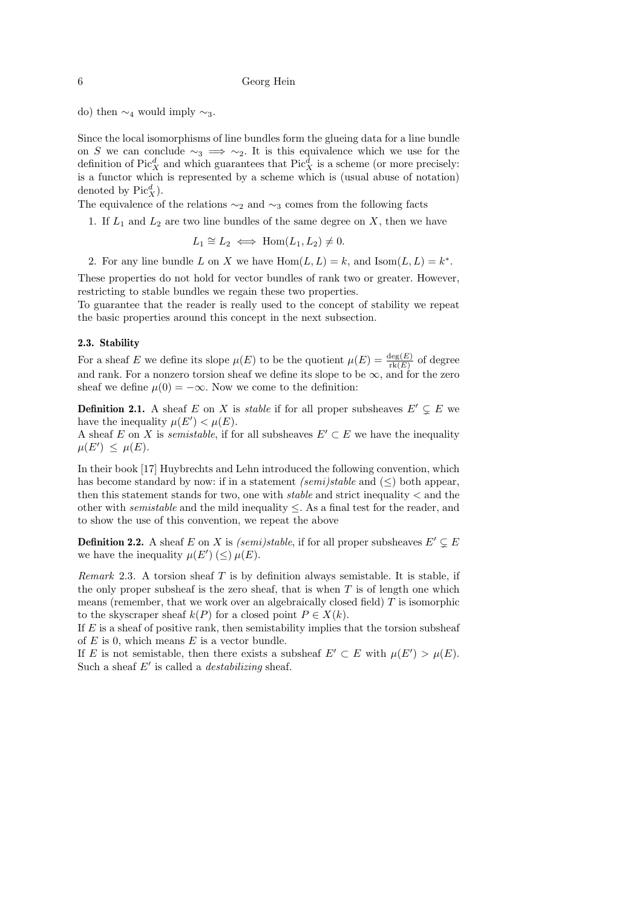do) then $\sim_4$ would imply $\sim_3$.

Since the local isomorphisms of line bundles form the glueing data for a line bundle on $S$ we can conclude $\sim_3 \implies \sim_2$. It is this equivalence which we use for the definition of $\mathrm{Pic}^d_X$ and which guarantees that $\mathrm{Pic}^d_X$ is a scheme (or more precisely: is a functor which is represented by a scheme which is (usual abuse of notation) denoted by $\mathrm{Pic}^d_X$).

The equivalence of the relations $\sim_2$ and $\sim_3$ comes from the following facts

1. If $L_1$ and $L_2$ are two line bundles of the same degree on $X$, then we have

$$L_1 \cong L_2 \iff \mathrm{Hom}(L_1, L_2) \neq 0.$$

2. For any line bundle $L$ on $X$ we have $\mathrm{Hom}(L, L) = k$, and $\mathrm{Isom}(L, L) = k^*$.

These properties do not hold for vector bundles of rank two or greater. However, restricting to stable bundles we regain these two properties.

To guarantee that the reader is really used to the concept of stability we repeat the basic properties around this concept in the next subsection.

### 2.3. Stability

For a sheaf $E$ we define its slope $\mu(E)$ to be the quotient $\mu(E) = \frac{\deg(E)}{\mathrm{rk}(E)}$ of degree and rank. For a nonzero torsion sheaf we define its slope to be $\infty$, and for the zero sheaf we define $\mu(0) = -\infty$. Now we come to the definition:

**Definition 2.1.** A sheaf $E$ on $X$ is *stable* if for all proper subsheaves $E' \subsetneq E$ we have the inequality $\mu(E') < \mu(E)$.

A sheaf $E$ on $X$ is *semistable*, if for all subsheaves $E' \subset E$ we have the inequality $\mu(E') \leq \mu(E)$.

In their book [17] Huybrechts and Lehn introduced the following convention, which has become standard by now: if in a statement *(semi)stable* and $(\leq)$ both appear, then this statement stands for two, one with *stable* and strict inequality $<$ and the other with *semistable* and the mild inequality $\leq$. As a final test for the reader, and to show the use of this convention, we repeat the above

**Definition 2.2.** A sheaf $E$ on $X$ is *(semi)stable*, if for all proper subsheaves $E' \subsetneq E$ we have the inequality $\mu(E') \, (\leq) \, \mu(E)$.

*Remark* 2.3. A torsion sheaf $T$ is by definition always semistable. It is stable, if the only proper subsheaf is the zero sheaf, that is when $T$ is of length one which means (remember, that we work over an algebraically closed field) $T$ is isomorphic to the skyscraper sheaf $k(P)$ for a closed point $P \in X(k)$.

If $E$ is a sheaf of positive rank, then semistability implies that the torsion subsheaf of $E$ is 0, which means $E$ is a vector bundle.

If $E$ is not semistable, then there exists a subsheaf $E' \subset E$ with $\mu(E') > \mu(E)$. Such a sheaf $E'$ is called a *destabilizing* sheaf.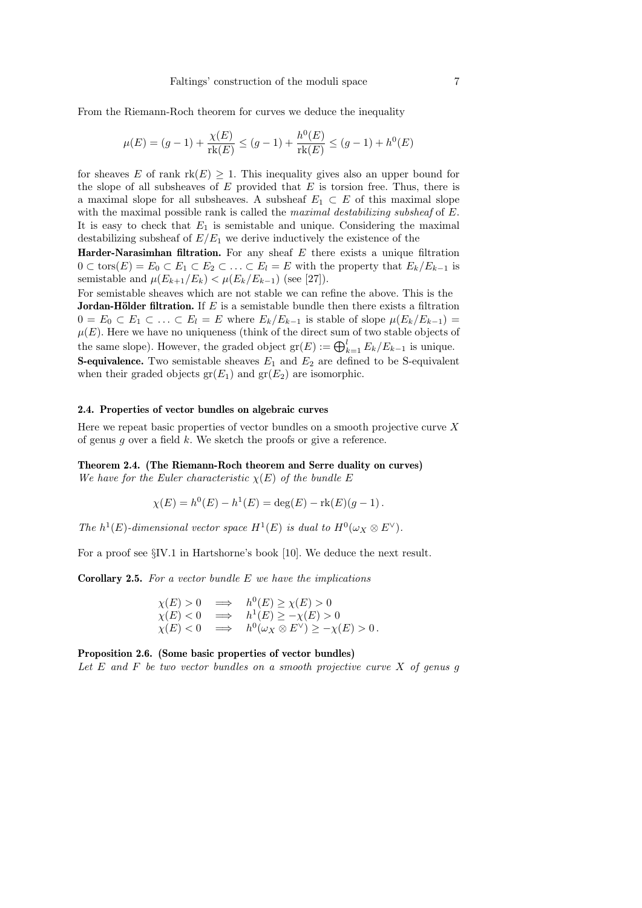From the Riemann-Roch theorem for curves we deduce the inequality

$$\mu(E) = (g-1) + \frac{\chi(E)}{\mathrm{rk}(E)} \leq (g-1) + \frac{h^0(E)}{\mathrm{rk}(E)} \leq (g-1) + h^0(E)$$

for sheaves $E$ of rank $\mathrm{rk}(E) \geq 1$. This inequality gives also an upper bound for the slope of all subsheaves of $E$ provided that $E$ is torsion free. Thus, there is a maximal slope for all subsheaves. A subsheaf $E_1 \subset E$ of this maximal slope with the maximal possible rank is called the *maximal destabilizing subsheaf* of $E$. It is easy to check that $E_1$ is semistable and unique. Considering the maximal destabilizing subsheaf of $E/E_1$ we derive inductively the existence of the

**Harder-Narasimhan filtration.** For any sheaf $E$ there exists a unique filtration $0 \subset \mathrm{tors}(E) = E_0 \subset E_1 \subset E_2 \subset \ldots \subset E_l = E$ with the property that $E_k/E_{k-1}$ is semistable and $\mu(E_{k+1}/E_k) < \mu(E_k/E_{k-1})$ (see [27]).

For semistable sheaves which are not stable we can refine the above. This is the **Jordan-Hölder filtration.** If $E$ is a semistable bundle then there exists a filtration $0 = E_0 \subset E_1 \subset \ldots \subset E_l = E$ where $E_k/E_{k-1}$ is stable of slope $\mu(E_k/E_{k-1}) = \mu(E)$. Here we have no uniqueness (think of the direct sum of two stable objects of the same slope). However, the graded object $\mathrm{gr}(E) := \bigoplus_{k=1}^{l} E_k/E_{k-1}$ is unique.

**S-equivalence.** Two semistable sheaves $E_1$ and $E_2$ are defined to be S-equivalent when their graded objects $\mathrm{gr}(E_1)$ and $\mathrm{gr}(E_2)$ are isomorphic.

### 2.4. Properties of vector bundles on algebraic curves

Here we repeat basic properties of vector bundles on a smooth projective curve $X$ of genus $g$ over a field $k$. We sketch the proofs or give a reference.

**Theorem 2.4. (The Riemann-Roch theorem and Serre duality on curves)** *We have for the Euler characteristic $\chi(E)$ of the bundle $E$*

$$\chi(E) = h^0(E) - h^1(E) = \deg(E) - \mathrm{rk}(E)(g-1)\,.$$

*The $h^1(E)$-dimensional vector space $H^1(E)$ is dual to $H^0(\omega_X \otimes E^\vee)$.*

For a proof see §IV.1 in Hartshorne's book [10]. We deduce the next result.

**Corollary 2.5.** *For a vector bundle $E$ we have the implications*

$$\begin{array}{lll} \chi(E) > 0 & \Longrightarrow & h^0(E) \geq \chi(E) > 0 \\ \chi(E) < 0 & \Longrightarrow & h^1(E) \geq -\chi(E) > 0 \\ \chi(E) < 0 & \Longrightarrow & h^0(\omega_X \otimes E^\vee) \geq -\chi(E) > 0\,. \end{array}$$

**Proposition 2.6. (Some basic properties of vector bundles)** *Let $E$ and $F$ be two vector bundles on a smooth projective curve $X$ of genus $g$*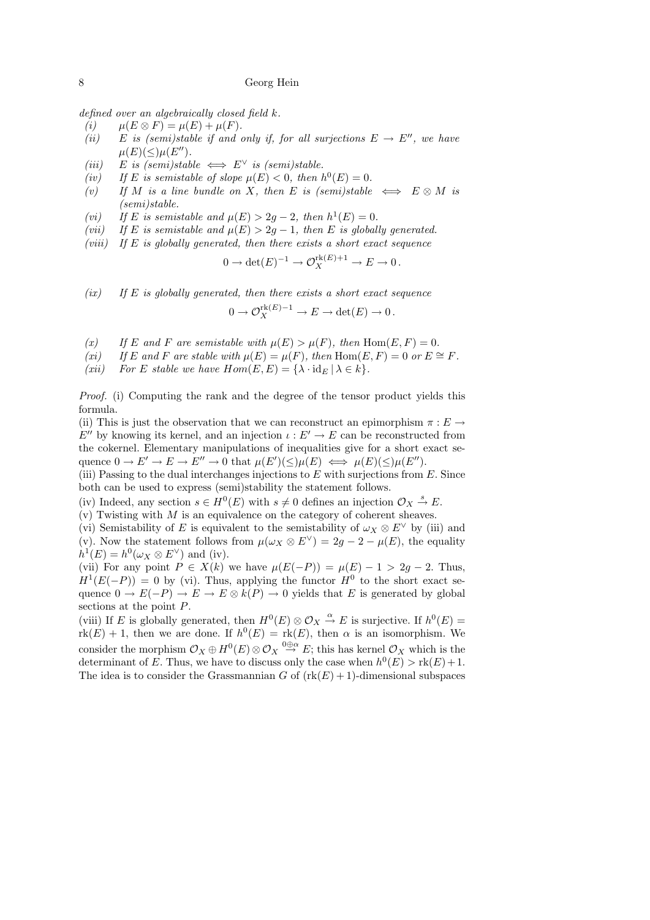*defined over an algebraically closed field k.*

- *(i)* $\mu(E \otimes F) = \mu(E) + \mu(F)$.
- *(ii)* *E is (semi)stable if and only if, for all surjections $E \to E''$, we have $\mu(E)(\leq)\mu(E'')$.*
- *(iii)* *E is (semi)stable $\iff$ $E^\vee$ is (semi)stable.*
- *(iv)* *If E is semistable of slope $\mu(E) < 0$, then $h^0(E) = 0$.*
- *(v)* *If M is a line bundle on X, then E is (semi)stable $\iff$ $E \otimes M$ is (semi)stable.*
- *(vi)* *If E is semistable and $\mu(E) > 2g-2$, then $h^1(E) = 0$.*
- *(vii)* *If E is semistable and $\mu(E) > 2g-1$, then E is globally generated.*
- *(viii)* *If E is globally generated, then there exists a short exact sequence*

$$0 \to \det(E)^{-1} \to \mathcal{O}_X^{\mathrm{rk}(E)+1} \to E \to 0\,.$$

- *(ix)* *If E is globally generated, then there exists a short exact sequence*

$$0 \to \mathcal{O}_X^{\mathrm{rk}(E)-1} \to E \to \det(E) \to 0\,.$$

- *(x)* *If E and F are semistable with $\mu(E) > \mu(F)$, then $\mathrm{Hom}(E,F) = 0$.*
- *(xi)* *If E and F are stable with $\mu(E) = \mu(F)$, then $\mathrm{Hom}(E,F) = 0$ or $E \cong F$.*
- *(xii)* *For E stable we have $Hom(E,E) = \{\lambda \cdot \mathrm{id}_E \mid \lambda \in k\}$.*

*Proof.* (i) Computing the rank and the degree of the tensor product yields this formula.

(ii) This is just the observation that we can reconstruct an epimorphism $\pi : E \to E''$ by knowing its kernel, and an injection $\iota : E' \to E$ can be reconstructed from the cokernel. Elementary manipulations of inequalities give for a short exact sequence $0 \to E' \to E \to E'' \to 0$ that $\mu(E')(\leq)\mu(E) \iff \mu(E)(\leq)\mu(E'')$.

(iii) Passing to the dual interchanges injections to $E$ with surjections from $E$. Since both can be used to express (semi)stability the statement follows.

(iv) Indeed, any section $s \in H^0(E)$ with $s \neq 0$ defines an injection $\mathcal{O}_X \stackrel{s}{\to} E$.

(v) Twisting with $M$ is an equivalence on the category of coherent sheaves.

(vi) Semistability of $E$ is equivalent to the semistability of $\omega_X \otimes E^\vee$ by (iii) and (v). Now the statement follows from $\mu(\omega_X \otimes E^\vee) = 2g-2-\mu(E)$, the equality $h^1(E) = h^0(\omega_X \otimes E^\vee)$ and (iv).

(vii) For any point $P \in X(k)$ we have $\mu(E(-P)) = \mu(E) - 1 > 2g-2$. Thus, $H^1(E(-P)) = 0$ by (vi). Thus, applying the functor $H^0$ to the short exact sequence $0 \to E(-P) \to E \to E \otimes k(P) \to 0$ yields that $E$ is generated by global sections at the point $P$.

(viii) If $E$ is globally generated, then $H^0(E) \otimes \mathcal{O}_X \stackrel{\alpha}{\to} E$ is surjective. If $h^0(E) = \mathrm{rk}(E)+1$, then we are done. If $h^0(E) = \mathrm{rk}(E)$, then $\alpha$ is an isomorphism. We consider the morphism $\mathcal{O}_X \oplus H^0(E) \otimes \mathcal{O}_X \stackrel{0 \oplus \alpha}{\to} E$; this has kernel $\mathcal{O}_X$ which is the determinant of $E$. Thus, we have to discuss only the case when $h^0(E) > \mathrm{rk}(E)+1$. The idea is to consider the Grassmannian $G$ of $(\mathrm{rk}(E)+1)$-dimensional subspaces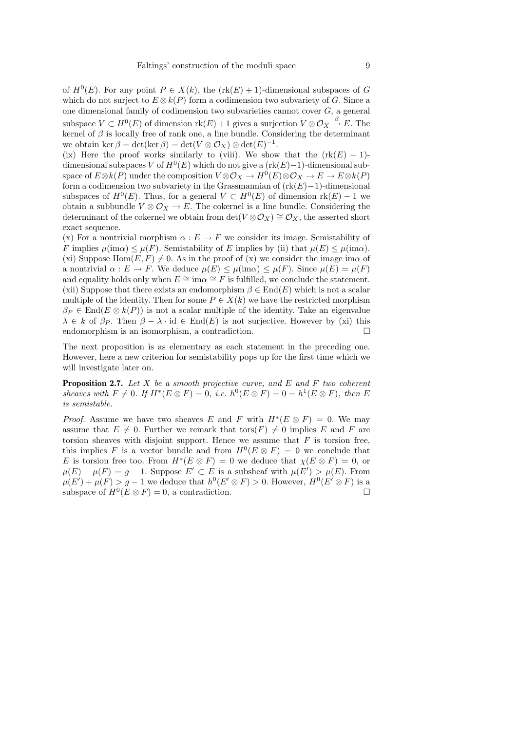of $H^0(E)$. For any point $P \in X(k)$, the $(\mathrm{rk}(E)+1)$-dimensional subspaces of $G$ which do not surject to $E \otimes k(P)$ form a codimension two subvariety of $G$. Since a one dimensional family of codimension two subvarieties cannot cover $G$, a general subspace $V \subset H^0(E)$ of dimension $\mathrm{rk}(E)+1$ gives a surjection $V \otimes \mathcal{O}_X \xrightarrow{\beta} E$. The kernel of $\beta$ is locally free of rank one, a line bundle. Considering the determinant we obtain $\ker \beta = \det(\ker \beta) = \det(V \otimes \mathcal{O}_X) \otimes \det(E)^{-1}$.

(ix) Here the proof works similarly to (viii). We show that the $(\mathrm{rk}(E)-1)$-dimensional subspaces $V$ of $H^0(E)$ which do not give a $(\mathrm{rk}(E)-1)$-dimensional subspace of $E \otimes k(P)$ under the composition $V \otimes \mathcal{O}_X \to H^0(E) \otimes \mathcal{O}_X \to E \to E \otimes k(P)$ form a codimension two subvariety in the Grassmannian of $(\mathrm{rk}(E)-1)$-dimensional subspaces of $H^0(E)$. Thus, for a general $V \subset H^0(E)$ of dimension $\mathrm{rk}(E)-1$ we obtain a subbundle $V \otimes \mathcal{O}_X \to E$. The cokernel is a line bundle. Considering the determinant of the cokernel we obtain from $\det(V \otimes \mathcal{O}_X) \cong \mathcal{O}_X$, the asserted short exact sequence.

(x) For a nontrivial morphism $\alpha : E \to F$ we consider its image. Semistability of $F$ implies $\mu(\mathrm{im}\alpha) \leq \mu(F)$. Semistability of $E$ implies by (ii) that $\mu(E) \leq \mu(\mathrm{im}\alpha)$.

(xi) Suppose $\mathrm{Hom}(E, F) \neq 0$. As in the proof of (x) we consider the image $\mathrm{im}\alpha$ of a nontrivial $\alpha : E \to F$. We deduce $\mu(E) \leq \mu(\mathrm{im}\alpha) \leq \mu(F)$. Since $\mu(E) = \mu(F)$ and equality holds only when $E \cong \mathrm{im}\alpha \cong F$ is fulfilled, we conclude the statement.

(xii) Suppose that there exists an endomorphism $\beta \in \mathrm{End}(E)$ which is not a scalar multiple of the identity. Then for some $P \in X(k)$ we have the restricted morphism $\beta_P \in \mathrm{End}(E \otimes k(P))$ is not a scalar multiple of the identity. Take an eigenvalue $\lambda \in k$ of $\beta_P$. Then $\beta - \lambda \cdot \mathrm{id} \in \mathrm{End}(E)$ is not surjective. However by (xi) this endomorphism is an isomorphism, a contradiction. □

The next proposition is as elementary as each statement in the preceding one. However, here a new criterion for semistability pops up for the first time which we will investigate later on.

**Proposition 2.7.** *Let $X$ be a smooth projective curve, and $E$ and $F$ two coherent sheaves with $F \neq 0$. If $H^*(E \otimes F) = 0$, i.e. $h^0(E \otimes F) = 0 = h^1(E \otimes F)$, then $E$ is semistable.*

*Proof.* Assume we have two sheaves $E$ and $F$ with $H^*(E \otimes F) = 0$. We may assume that $E \neq 0$. Further we remark that $\mathrm{tors}(F) \neq 0$ implies $E$ and $F$ are torsion sheaves with disjoint support. Hence we assume that $F$ is torsion free, this implies $F$ is a vector bundle and from $H^0(E \otimes F) = 0$ we conclude that $E$ is torsion free too. From $H^*(E \otimes F) = 0$ we deduce that $\chi(E \otimes F) = 0$, or $\mu(E) + \mu(F) = g - 1$. Suppose $E' \subset E$ is a subsheaf with $\mu(E') > \mu(E)$. From $\mu(E') + \mu(F) > g - 1$ we deduce that $h^0(E' \otimes F) > 0$. However, $H^0(E' \otimes F)$ is a subspace of $H^0(E \otimes F) = 0$, a contradiction. □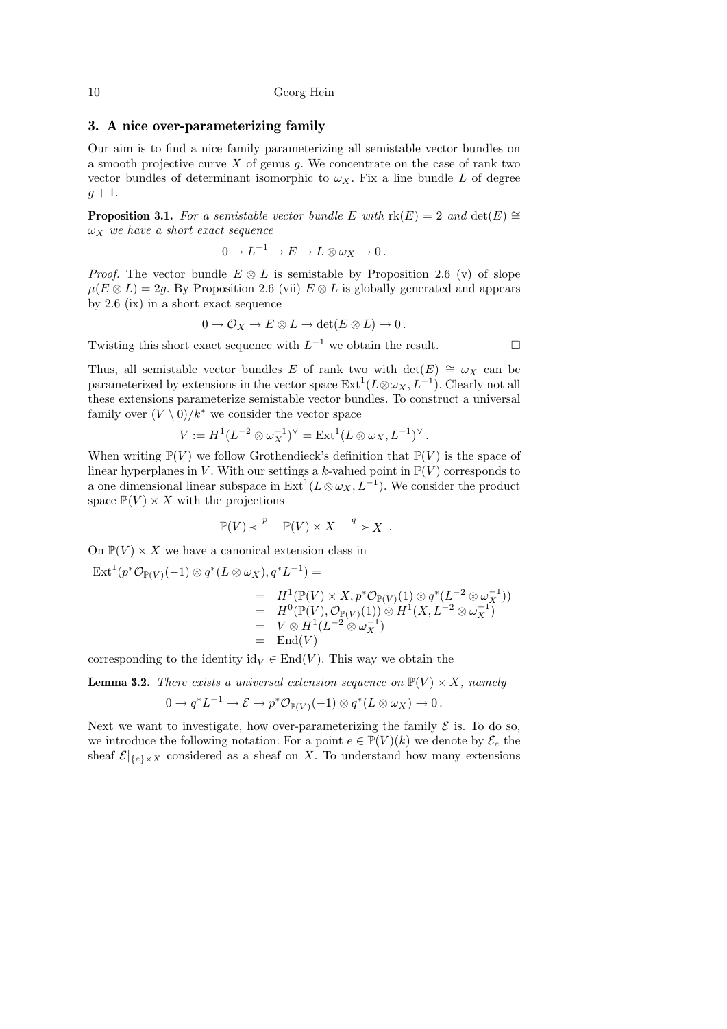## 3. A nice over-parameterizing family

Our aim is to find a nice family parameterizing all semistable vector bundles on a smooth projective curve $X$ of genus $g$. We concentrate on the case of rank two vector bundles of determinant isomorphic to $\omega_X$. Fix a line bundle $L$ of degree $g+1$.

**Proposition 3.1.** *For a semistable vector bundle $E$ with $\mathrm{rk}(E) = 2$ and $\det(E) \cong \omega_X$ we have a short exact sequence*

$$0 \to L^{-1} \to E \to L \otimes \omega_X \to 0\,.$$

*Proof.* The vector bundle $E \otimes L$ is semistable by Proposition 2.6 (v) of slope $\mu(E \otimes L) = 2g$. By Proposition 2.6 (vii) $E \otimes L$ is globally generated and appears by 2.6 (ix) in a short exact sequence

$$0 \to \mathcal{O}_X \to E \otimes L \to \det(E \otimes L) \to 0\,.$$

Twisting this short exact sequence with $L^{-1}$ we obtain the result. $\square$

Thus, all semistable vector bundles $E$ of rank two with $\det(E) \cong \omega_X$ can be parameterized by extensions in the vector space $\mathrm{Ext}^1(L \otimes \omega_X, L^{-1})$. Clearly not all these extensions parameterize semistable vector bundles. To construct a universal family over $(V \setminus 0)/k^*$ we consider the vector space

$$V := H^1(L^{-2} \otimes \omega_X^{-1})^\vee = \mathrm{Ext}^1(L \otimes \omega_X, L^{-1})^\vee\,.$$

When writing $\mathbb{P}(V)$ we follow Grothendieck's definition that $\mathbb{P}(V)$ is the space of linear hyperplanes in $V$. With our settings a $k$-valued point in $\mathbb{P}(V)$ corresponds to a one dimensional linear subspace in $\mathrm{Ext}^1(L \otimes \omega_X, L^{-1})$. We consider the product space $\mathbb{P}(V) \times X$ with the projections

$$\mathbb{P}(V) \xleftarrow{\;p\;} \mathbb{P}(V) \times X \xrightarrow{\;q\;} X\,.$$

On $\mathbb{P}(V) \times X$ we have a canonical extension class in

$$\begin{aligned}
\mathrm{Ext}^1(p^*\mathcal{O}_{\mathbb{P}(V)}(-1) \otimes q^*(L \otimes \omega_X), q^*L^{-1}) &= \\
&= H^1(\mathbb{P}(V) \times X, p^*\mathcal{O}_{\mathbb{P}(V)}(1) \otimes q^*(L^{-2} \otimes \omega_X^{-1})) \\
&= H^0(\mathbb{P}(V), \mathcal{O}_{\mathbb{P}(V)}(1)) \otimes H^1(X, L^{-2} \otimes \omega_X^{-1}) \\
&= V \otimes H^1(L^{-2} \otimes \omega_X^{-1}) \\
&= \mathrm{End}(V)
\end{aligned}$$

corresponding to the identity $\mathrm{id}_V \in \mathrm{End}(V)$. This way we obtain the

**Lemma 3.2.** *There exists a universal extension sequence on $\mathbb{P}(V) \times X$, namely*

$$0 \to q^*L^{-1} \to \mathcal{E} \to p^*\mathcal{O}_{\mathbb{P}(V)}(-1) \otimes q^*(L \otimes \omega_X) \to 0\,.$$

Next we want to investigate, how over-parameterizing the family $\mathcal{E}$ is. To do so, we introduce the following notation: For a point $e \in \mathbb{P}(V)(k)$ we denote by $\mathcal{E}_e$ the sheaf $\mathcal{E}|_{\{e\} \times X}$ considered as a sheaf on $X$. To understand how many extensions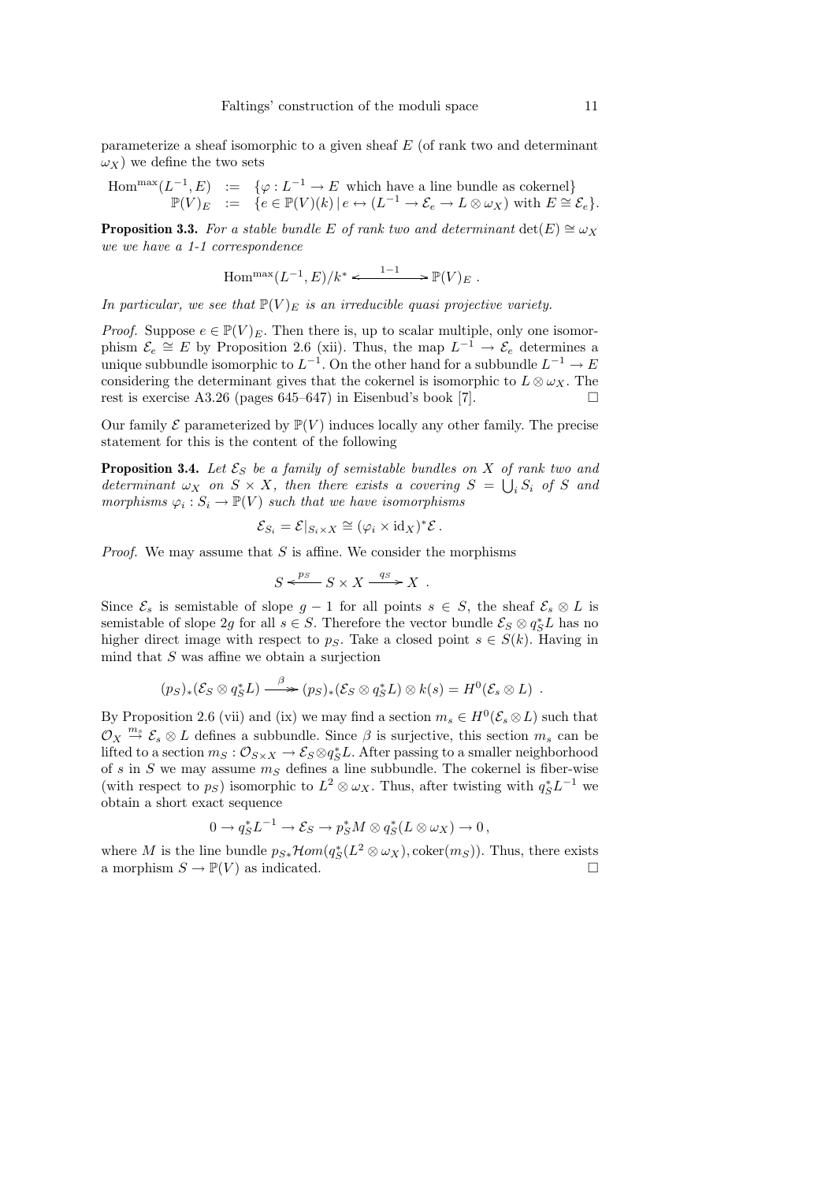parameterize a sheaf isomorphic to a given sheaf $E$ (of rank two and determinant $\omega_X$) we define the two sets

$$\begin{aligned} \mathrm{Hom}^{\max}(L^{-1}, E) &:= \{\varphi : L^{-1} \to E \text{ which have a line bundle as cokernel}\} \\ \mathbb{P}(V)_E &:= \{e \in \mathbb{P}(V)(k) \,|\, e \leftrightarrow (L^{-1} \to \mathcal{E}_e \to L \otimes \omega_X) \text{ with } E \cong \mathcal{E}_e\}. \end{aligned}$$

**Proposition 3.3.** *For a stable bundle $E$ of rank two and determinant $\det(E) \cong \omega_X$ we we have a 1-1 correspondence*

$$\mathrm{Hom}^{\max}(L^{-1}, E)/k^* \xleftrightarrow{\;1-1\;} \mathbb{P}(V)_E \,.$$

*In particular, we see that $\mathbb{P}(V)_E$ is an irreducible quasi projective variety.*

*Proof.* Suppose $e \in \mathbb{P}(V)_E$. Then there is, up to scalar multiple, only one isomorphism $\mathcal{E}_e \cong E$ by Proposition 2.6 (xii). Thus, the map $L^{-1} \to \mathcal{E}_e$ determines a unique subbundle isomorphic to $L^{-1}$. On the other hand for a subbundle $L^{-1} \to E$ considering the determinant gives that the cokernel is isomorphic to $L \otimes \omega_X$. The rest is exercise A3.26 (pages 645–647) in Eisenbud's book [7]. □

Our family $\mathcal{E}$ parameterized by $\mathbb{P}(V)$ induces locally any other family. The precise statement for this is the content of the following

**Proposition 3.4.** *Let $\mathcal{E}_S$ be a family of semistable bundles on $X$ of rank two and determinant $\omega_X$ on $S \times X$, then there exists a covering $S = \bigcup_i S_i$ of $S$ and morphisms $\varphi_i : S_i \to \mathbb{P}(V)$ such that we have isomorphisms*

$$\mathcal{E}_{S_i} = \mathcal{E}|_{S_i \times X} \cong (\varphi_i \times \mathrm{id}_X)^* \mathcal{E} \,.$$

*Proof.* We may assume that $S$ is affine. We consider the morphisms

$$S \xleftarrow{\;p_S\;} S \times X \xrightarrow{\;q_S\;} X \,.$$

Since $\mathcal{E}_s$ is semistable of slope $g-1$ for all points $s \in S$, the sheaf $\mathcal{E}_s \otimes L$ is semistable of slope $2g$ for all $s \in S$. Therefore the vector bundle $\mathcal{E}_S \otimes q_S^* L$ has no higher direct image with respect to $p_S$. Take a closed point $s \in S(k)$. Having in mind that $S$ was affine we obtain a surjection

$$(p_S)_*(\mathcal{E}_S \otimes q_S^* L) \xrightarrow{\;\beta\;} (p_S)_*(\mathcal{E}_S \otimes q_S^* L) \otimes k(s) = H^0(\mathcal{E}_s \otimes L) \,.$$

By Proposition 2.6 (vii) and (ix) we may find a section $m_s \in H^0(\mathcal{E}_s \otimes L)$ such that $\mathcal{O}_X \xrightarrow{m_s} \mathcal{E}_s \otimes L$ defines a subbundle. Since $\beta$ is surjective, this section $m_s$ can be lifted to a section $m_S : \mathcal{O}_{S \times X} \to \mathcal{E}_S \otimes q_S^* L$. After passing to a smaller neighborhood of $s$ in $S$ we may assume $m_S$ defines a line subbundle. The cokernel is fiber-wise (with respect to $p_S$) isomorphic to $L^2 \otimes \omega_X$. Thus, after twisting with $q_S^* L^{-1}$ we obtain a short exact sequence

$$0 \to q_S^* L^{-1} \to \mathcal{E}_S \to p_S^* M \otimes q_S^*(L \otimes \omega_X) \to 0 \,,$$

where $M$ is the line bundle $p_{S*}\mathcal{H}om(q_S^*(L^2 \otimes \omega_X), \mathrm{coker}(m_S))$. Thus, there exists a morphism $S \to \mathbb{P}(V)$ as indicated. □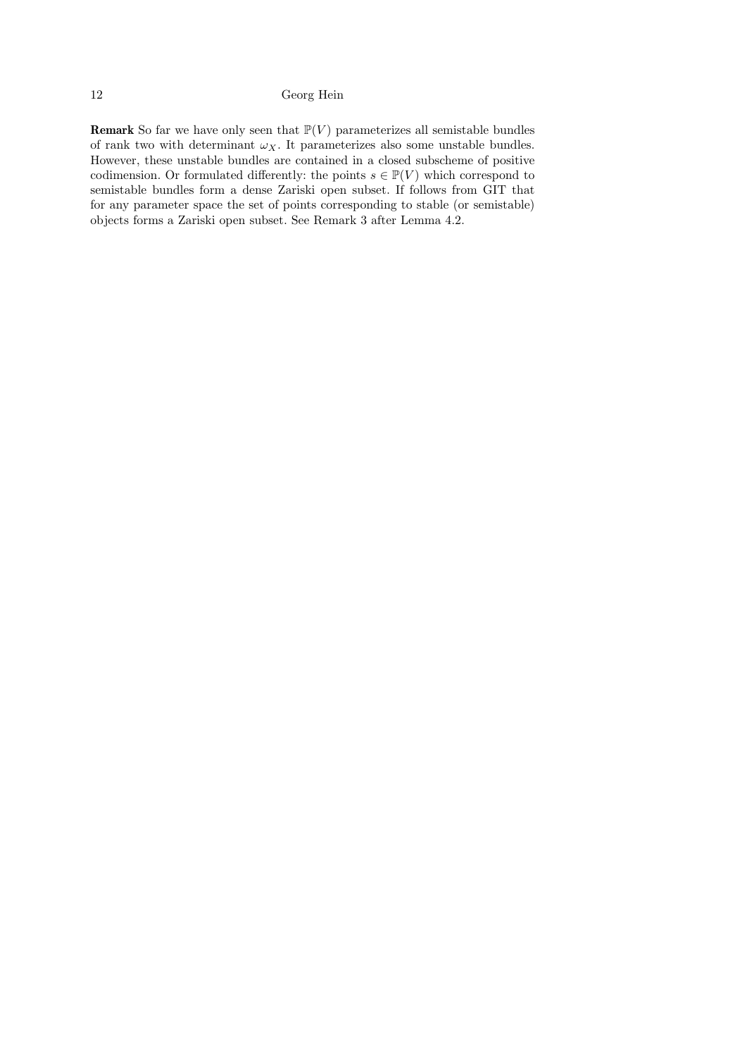**Remark** So far we have only seen that $\mathbb{P}(V)$ parameterizes all semistable bundles of rank two with determinant $\omega_X$. It parameterizes also some unstable bundles. However, these unstable bundles are contained in a closed subscheme of positive codimension. Or formulated differently: the points $s \in \mathbb{P}(V)$ which correspond to semistable bundles form a dense Zariski open subset. If follows from GIT that for any parameter space the set of points corresponding to stable (or semistable) objects forms a Zariski open subset. See Remark 3 after Lemma 4.2.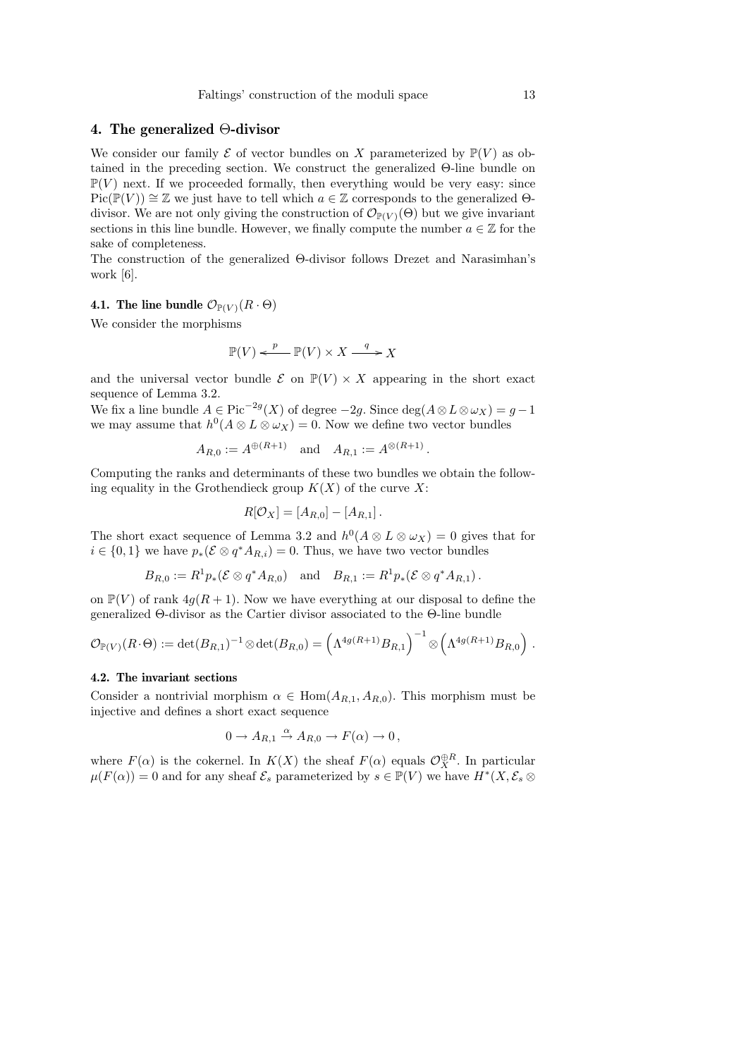## 4. The generalized Θ-divisor

We consider our family $\mathcal{E}$ of vector bundles on $X$ parameterized by $\mathbb{P}(V)$ as obtained in the preceding section. We construct the generalized Θ-line bundle on $\mathbb{P}(V)$ next. If we proceeded formally, then everything would be very easy: since $\mathrm{Pic}(\mathbb{P}(V)) \cong \mathbb{Z}$ we just have to tell which $a \in \mathbb{Z}$ corresponds to the generalized Θ-divisor. We are not only giving the construction of $\mathcal{O}_{\mathbb{P}(V)}(\Theta)$ but we give invariant sections in this line bundle. However, we finally compute the number $a \in \mathbb{Z}$ for the sake of completeness.

The construction of the generalized Θ-divisor follows Drezet and Narasimhan's work [6].

### 4.1. The line bundle $\mathcal{O}_{\mathbb{P}(V)}(R \cdot \Theta)$

We consider the morphisms

$$\mathbb{P}(V) \xleftarrow{\;p\;} \mathbb{P}(V) \times X \xrightarrow{\;q\;} X$$

and the universal vector bundle $\mathcal{E}$ on $\mathbb{P}(V) \times X$ appearing in the short exact sequence of Lemma 3.2.

We fix a line bundle $A \in \mathrm{Pic}^{-2g}(X)$ of degree $-2g$. Since $\deg(A \otimes L \otimes \omega_X) = g-1$ we may assume that $h^0(A \otimes L \otimes \omega_X) = 0$. Now we define two vector bundles

$$A_{R,0} := A^{\oplus(R+1)} \quad \text{and} \quad A_{R,1} := A^{\otimes(R+1)}.$$

Computing the ranks and determinants of these two bundles we obtain the following equality in the Grothendieck group $K(X)$ of the curve $X$:

$$R[\mathcal{O}_X] = [A_{R,0}] - [A_{R,1}].$$

The short exact sequence of Lemma 3.2 and $h^0(A \otimes L \otimes \omega_X) = 0$ gives that for $i \in \{0,1\}$ we have $p_*(\mathcal{E} \otimes q^* A_{R,i}) = 0$. Thus, we have two vector bundles

$$B_{R,0} := R^1 p_*(\mathcal{E} \otimes q^* A_{R,0}) \quad \text{and} \quad B_{R,1} := R^1 p_*(\mathcal{E} \otimes q^* A_{R,1}).$$

on $\mathbb{P}(V)$ of rank $4g(R+1)$. Now we have everything at our disposal to define the generalized Θ-divisor as the Cartier divisor associated to the Θ-line bundle

$$\mathcal{O}_{\mathbb{P}(V)}(R \cdot \Theta) := \det(B_{R,1})^{-1} \otimes \det(B_{R,0}) = \left(\Lambda^{4g(R+1)} B_{R,1}\right)^{-1} \otimes \left(\Lambda^{4g(R+1)} B_{R,0}\right).$$

### 4.2. The invariant sections

Consider a nontrivial morphism $\alpha \in \mathrm{Hom}(A_{R,1}, A_{R,0})$. This morphism must be injective and defines a short exact sequence

$$0 \to A_{R,1} \xrightarrow{\alpha} A_{R,0} \to F(\alpha) \to 0,$$

where $F(\alpha)$ is the cokernel. In $K(X)$ the sheaf $F(\alpha)$ equals $\mathcal{O}_X^{\oplus R}$. In particular $\mu(F(\alpha)) = 0$ and for any sheaf $\mathcal{E}_s$ parameterized by $s \in \mathbb{P}(V)$ we have $H^*(X, \mathcal{E}_s \otimes$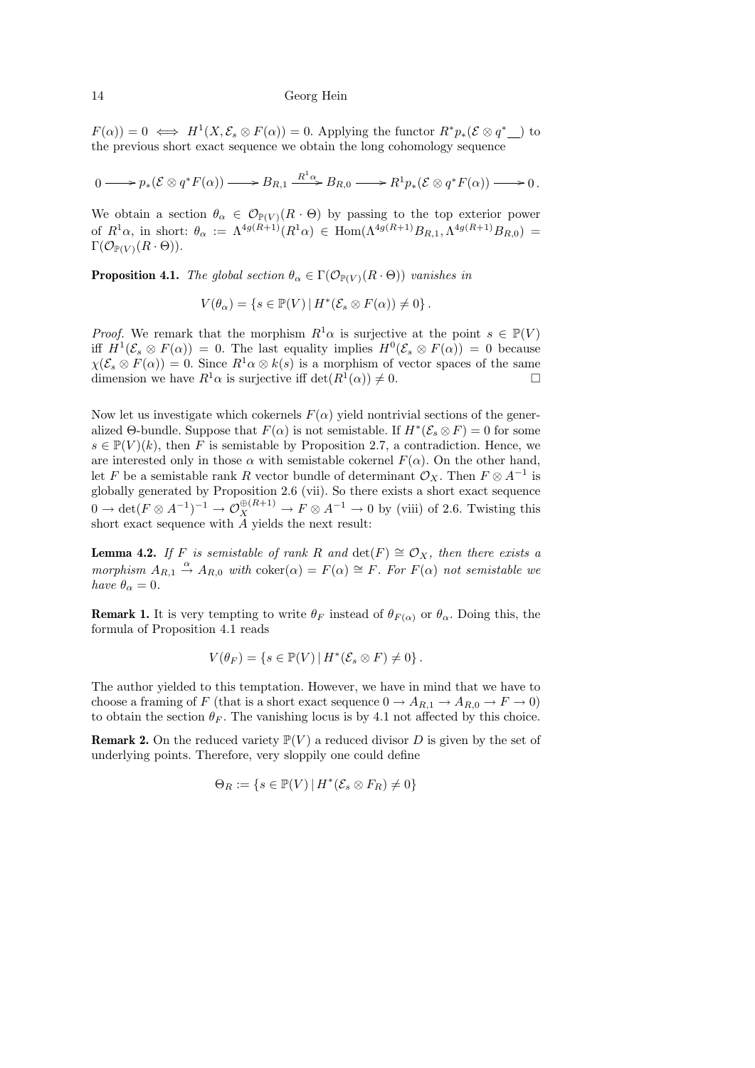$F(\alpha)) = 0 \iff H^1(X, \mathcal{E}_s \otimes F(\alpha)) = 0$. Applying the functor $R^*p_*(\mathcal{E} \otimes q^* \_\_)$ to the previous short exact sequence we obtain the long cohomology sequence

$$0 \longrightarrow p_*(\mathcal{E} \otimes q^*F(\alpha)) \longrightarrow B_{R,1} \xrightarrow{R^1\alpha} B_{R,0} \longrightarrow R^1p_*(\mathcal{E} \otimes q^*F(\alpha)) \longrightarrow 0\,.$$

We obtain a section $\theta_\alpha \in \mathcal{O}_{\mathbb{P}(V)}(R \cdot \Theta)$ by passing to the top exterior power of $R^1\alpha$, in short: $\theta_\alpha := \Lambda^{4g(R+1)}(R^1\alpha) \in \operatorname{Hom}(\Lambda^{4g(R+1)}B_{R,1}, \Lambda^{4g(R+1)}B_{R,0}) = \Gamma(\mathcal{O}_{\mathbb{P}(V)}(R \cdot \Theta))$.

**Proposition 4.1.** *The global section $\theta_\alpha \in \Gamma(\mathcal{O}_{\mathbb{P}(V)}(R \cdot \Theta))$ vanishes in*

$$V(\theta_\alpha) = \{ s \in \mathbb{P}(V) \,|\, H^*(\mathcal{E}_s \otimes F(\alpha)) \neq 0 \}\,.$$

*Proof.* We remark that the morphism $R^1\alpha$ is surjective at the point $s \in \mathbb{P}(V)$ iff $H^1(\mathcal{E}_s \otimes F(\alpha)) = 0$. The last equality implies $H^0(\mathcal{E}_s \otimes F(\alpha)) = 0$ because $\chi(\mathcal{E}_s \otimes F(\alpha)) = 0$. Since $R^1\alpha \otimes k(s)$ is a morphism of vector spaces of the same dimension we have $R^1\alpha$ is surjective iff $\det(R^1(\alpha)) \neq 0$. □

Now let us investigate which cokernels $F(\alpha)$ yield nontrivial sections of the generalized $\Theta$-bundle. Suppose that $F(\alpha)$ is not semistable. If $H^*(\mathcal{E}_s \otimes F) = 0$ for some $s \in \mathbb{P}(V)(k)$, then $F$ is semistable by Proposition 2.7, a contradiction. Hence, we are interested only in those $\alpha$ with semistable cokernel $F(\alpha)$. On the other hand, let $F$ be a semistable rank $R$ vector bundle of determinant $\mathcal{O}_X$. Then $F \otimes A^{-1}$ is globally generated by Proposition 2.6 (vii). So there exists a short exact sequence $0 \to \det(F \otimes A^{-1})^{-1} \to \mathcal{O}_X^{\oplus(R+1)} \to F \otimes A^{-1} \to 0$ by (viii) of 2.6. Twisting this short exact sequence with $A$ yields the next result:

**Lemma 4.2.** *If $F$ is semistable of rank $R$ and $\det(F) \cong \mathcal{O}_X$, then there exists a morphism $A_{R,1} \xrightarrow{\alpha} A_{R,0}$ with $\operatorname{coker}(\alpha) = F(\alpha) \cong F$. For $F(\alpha)$ not semistable we have $\theta_\alpha = 0$.*

**Remark 1.** It is very tempting to write $\theta_F$ instead of $\theta_{F(\alpha)}$ or $\theta_\alpha$. Doing this, the formula of Proposition 4.1 reads

$$V(\theta_F) = \{ s \in \mathbb{P}(V) \,|\, H^*(\mathcal{E}_s \otimes F) \neq 0 \}\,.$$

The author yielded to this temptation. However, we have in mind that we have to choose a framing of $F$ (that is a short exact sequence $0 \to A_{R,1} \to A_{R,0} \to F \to 0$) to obtain the section $\theta_F$. The vanishing locus is by 4.1 not affected by this choice.

**Remark 2.** On the reduced variety $\mathbb{P}(V)$ a reduced divisor $D$ is given by the set of underlying points. Therefore, very sloppily one could define

$$\Theta_R := \{ s \in \mathbb{P}(V) \,|\, H^*(\mathcal{E}_s \otimes F_R) \neq 0 \}$$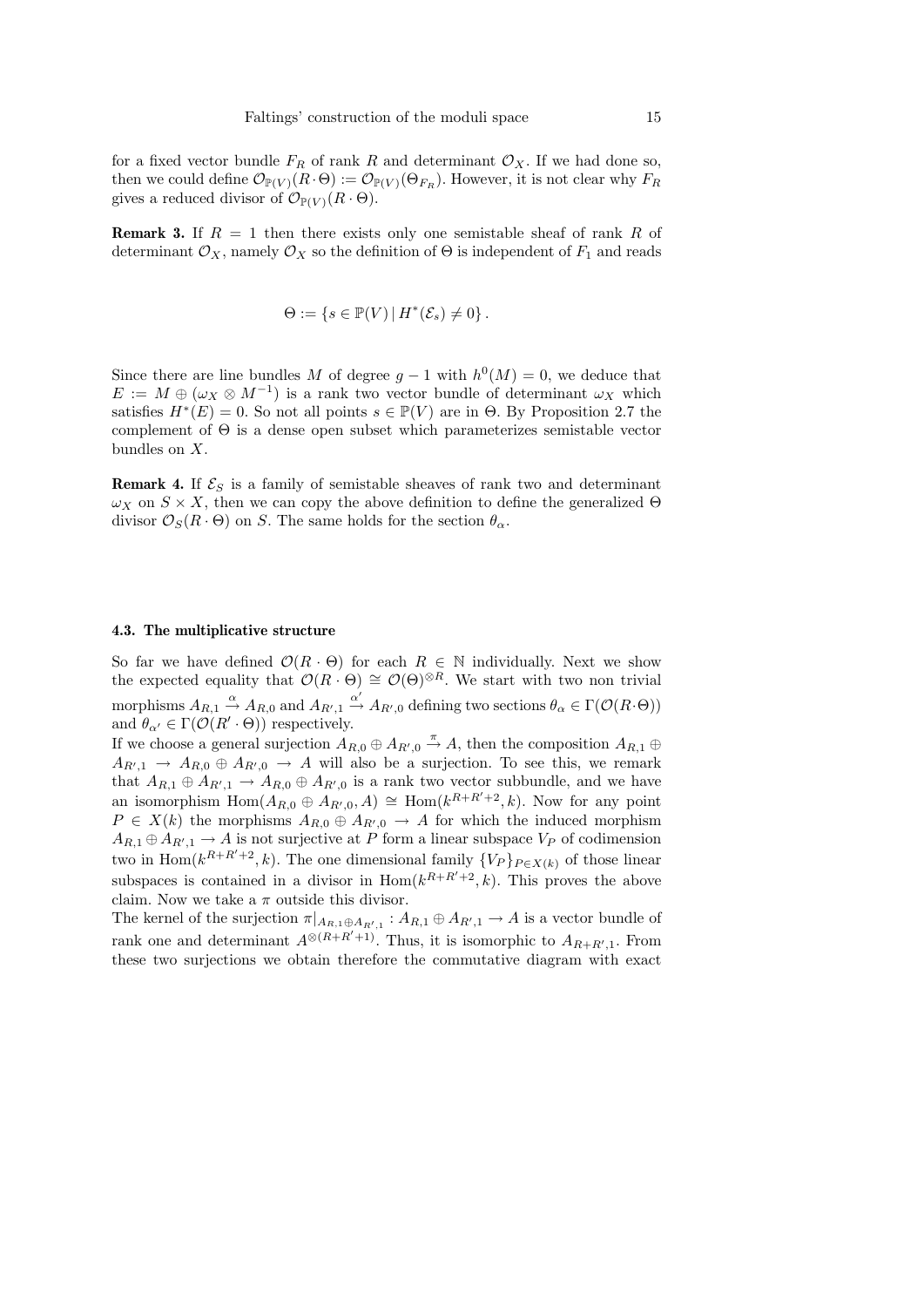for a fixed vector bundle $F_R$ of rank $R$ and determinant $\mathcal{O}_X$. If we had done so, then we could define $\mathcal{O}_{\mathbb{P}(V)}(R\cdot\Theta) := \mathcal{O}_{\mathbb{P}(V)}(\Theta_{F_R})$. However, it is not clear why $F_R$ gives a reduced divisor of $\mathcal{O}_{\mathbb{P}(V)}(R\cdot\Theta)$.

**Remark 3.** If $R = 1$ then there exists only one semistable sheaf of rank $R$ of determinant $\mathcal{O}_X$, namely $\mathcal{O}_X$ so the definition of $\Theta$ is independent of $F_1$ and reads

$$\Theta := \{s \in \mathbb{P}(V) \mid H^*(\mathcal{E}_s) \neq 0\}.$$

Since there are line bundles $M$ of degree $g-1$ with $h^0(M) = 0$, we deduce that $E := M \oplus (\omega_X \otimes M^{-1})$ is a rank two vector bundle of determinant $\omega_X$ which satisfies $H^*(E) = 0$. So not all points $s \in \mathbb{P}(V)$ are in $\Theta$. By Proposition 2.7 the complement of $\Theta$ is a dense open subset which parameterizes semistable vector bundles on $X$.

**Remark 4.** If $\mathcal{E}_S$ is a family of semistable sheaves of rank two and determinant $\omega_X$ on $S\times X$, then we can copy the above definition to define the generalized $\Theta$ divisor $\mathcal{O}_S(R\cdot\Theta)$ on $S$. The same holds for the section $\theta_\alpha$.

#### 4.3. The multiplicative structure

So far we have defined $\mathcal{O}(R\cdot\Theta)$ for each $R \in \mathbb{N}$ individually. Next we show the expected equality that $\mathcal{O}(R\cdot\Theta) \cong \mathcal{O}(\Theta)^{\otimes R}$. We start with two non trivial morphisms $A_{R,1} \xrightarrow{\alpha} A_{R,0}$ and $A_{R',1} \xrightarrow{\alpha'} A_{R',0}$ defining two sections $\theta_\alpha \in \Gamma(\mathcal{O}(R\cdot\Theta))$ and $\theta_{\alpha'} \in \Gamma(\mathcal{O}(R'\cdot\Theta))$ respectively.
If we choose a general surjection $A_{R,0}\oplus A_{R',0} \xrightarrow{\pi} A$, then the composition $A_{R,1}\oplus A_{R',1} \to A_{R,0}\oplus A_{R',0} \to A$ will also be a surjection. To see this, we remark that $A_{R,1}\oplus A_{R',1} \to A_{R,0}\oplus A_{R',0}$ is a rank two vector subbundle, and we have an isomorphism $\mathrm{Hom}(A_{R,0}\oplus A_{R',0}, A) \cong \mathrm{Hom}(k^{R+R'+2}, k)$. Now for any point $P \in X(k)$ the morphisms $A_{R,0}\oplus A_{R',0} \to A$ for which the induced morphism $A_{R,1}\oplus A_{R',1} \to A$ is not surjective at $P$ form a linear subspace $V_P$ of codimension two in $\mathrm{Hom}(k^{R+R'+2}, k)$. The one dimensional family $\{V_P\}_{P\in X(k)}$ of those linear subspaces is contained in a divisor in $\mathrm{Hom}(k^{R+R'+2}, k)$. This proves the above claim. Now we take a $\pi$ outside this divisor.
The kernel of the surjection $\pi|_{A_{R,1}\oplus A_{R',1}} : A_{R,1}\oplus A_{R',1} \to A$ is a vector bundle of rank one and determinant $A^{\otimes(R+R'+1)}$. Thus, it is isomorphic to $A_{R+R',1}$. From these two surjections we obtain therefore the commutative diagram with exact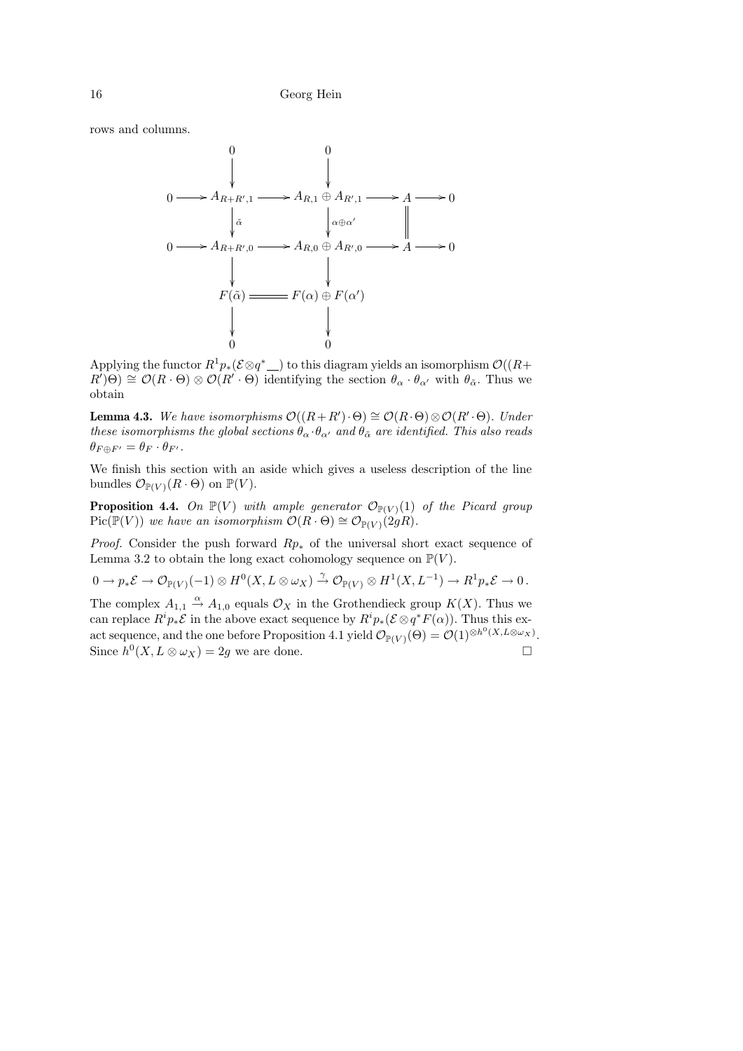rows and columns.

$$
\begin{array}{ccccccccc}
 & & 0 & & 0 & & & & \\
 & & \downarrow & & \downarrow & & & & \\
0 & \longrightarrow & A_{R+R',1} & \longrightarrow & A_{R,1} \oplus A_{R',1} & \longrightarrow & A & \longrightarrow & 0 \\
 & & \downarrow{\scriptstyle \tilde{\alpha}} & & \downarrow{\scriptstyle \alpha \oplus \alpha'} & & \| & & \\
0 & \longrightarrow & A_{R+R',0} & \longrightarrow & A_{R,0} \oplus A_{R',0} & \longrightarrow & A & \longrightarrow & 0 \\
 & & \downarrow & & \downarrow & & & & \\
 & & F(\tilde{\alpha}) & = & F(\alpha) \oplus F(\alpha') & & & & \\
 & & \downarrow & & \downarrow & & & & \\
 & & 0 & & 0 & & & &
\end{array}
$$

Applying the functor $R^1 p_*(\mathcal{E} \otimes q^* \_\_)$ to this diagram yields an isomorphism $\mathcal{O}((R+R')\Theta) \cong \mathcal{O}(R \cdot \Theta) \otimes \mathcal{O}(R' \cdot \Theta)$ identifying the section $\theta_\alpha \cdot \theta_{\alpha'}$ with $\theta_{\tilde{\alpha}}$. Thus we obtain

**Lemma 4.3.** *We have isomorphisms $\mathcal{O}((R+R') \cdot \Theta) \cong \mathcal{O}(R \cdot \Theta) \otimes \mathcal{O}(R' \cdot \Theta)$. Under these isomorphisms the global sections $\theta_\alpha \cdot \theta_{\alpha'}$ and $\theta_{\tilde{\alpha}}$ are identified. This also reads $\theta_{F \oplus F'} = \theta_F \cdot \theta_{F'}$.*

We finish this section with an aside which gives a useless description of the line bundles $\mathcal{O}_{\mathbb{P}(V)}(R \cdot \Theta)$ on $\mathbb{P}(V)$.

**Proposition 4.4.** *On $\mathbb{P}(V)$ with ample generator $\mathcal{O}_{\mathbb{P}(V)}(1)$ of the Picard group $\mathrm{Pic}(\mathbb{P}(V))$ we have an isomorphism $\mathcal{O}(R \cdot \Theta) \cong \mathcal{O}_{\mathbb{P}(V)}(2gR)$.*

*Proof.* Consider the push forward $Rp_*$ of the universal short exact sequence of Lemma 3.2 to obtain the long exact cohomology sequence on $\mathbb{P}(V)$.

$$0 \to p_*\mathcal{E} \to \mathcal{O}_{\mathbb{P}(V)}(-1) \otimes H^0(X, L \otimes \omega_X) \xrightarrow{\gamma} \mathcal{O}_{\mathbb{P}(V)} \otimes H^1(X, L^{-1}) \to R^1 p_* \mathcal{E} \to 0 \,.$$

The complex $A_{1,1} \xrightarrow{\alpha} A_{1,0}$ equals $\mathcal{O}_X$ in the Grothendieck group $K(X)$. Thus we can replace $R^i p_* \mathcal{E}$ in the above exact sequence by $R^i p_*(\mathcal{E} \otimes q^* F(\alpha))$. Thus this exact sequence, and the one before Proposition 4.1 yield $\mathcal{O}_{\mathbb{P}(V)}(\Theta) = \mathcal{O}(1)^{\otimes h^0(X, L \otimes \omega_X)}$. Since $h^0(X, L \otimes \omega_X) = 2g$ we are done. $\square$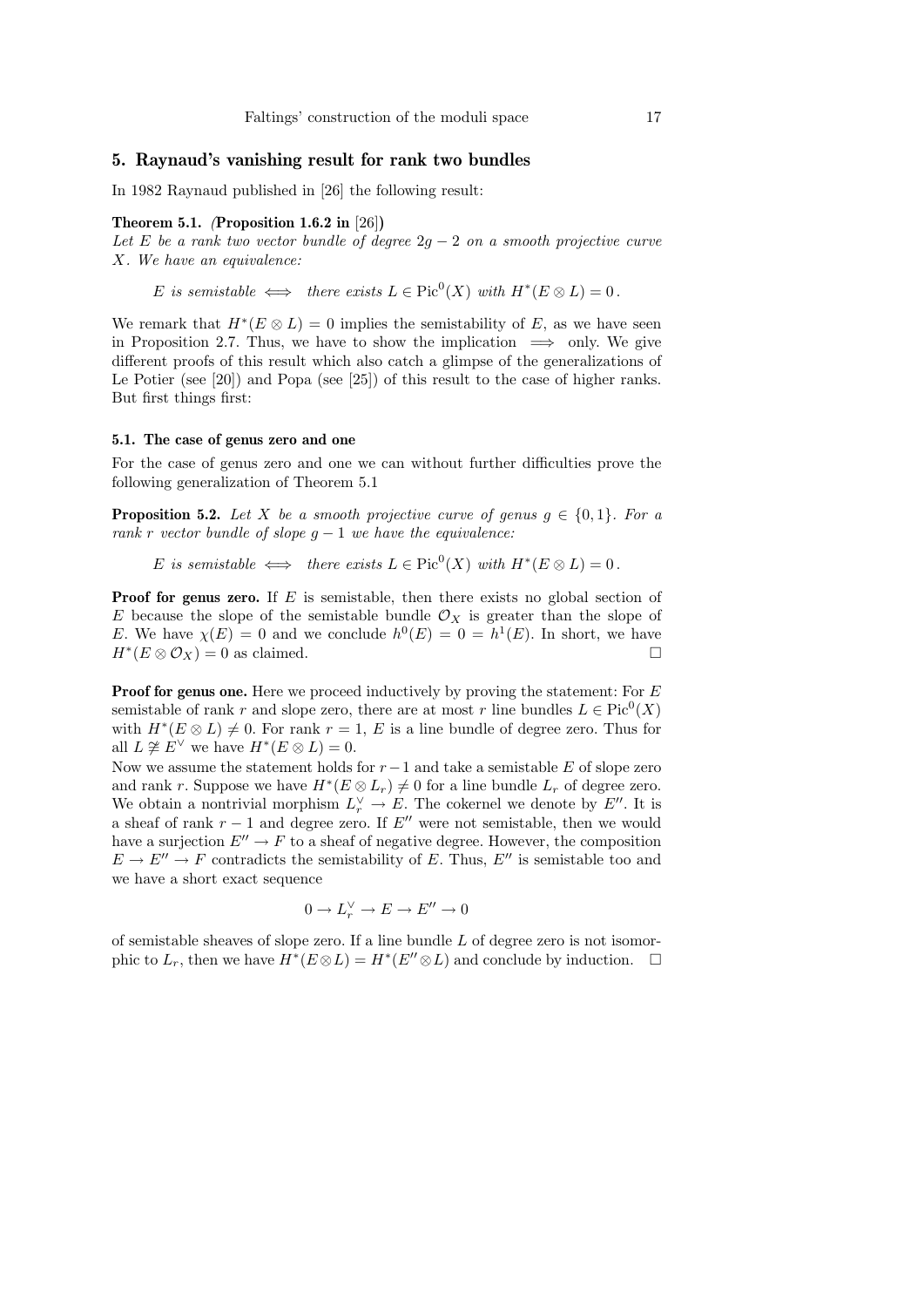## 5. Raynaud's vanishing result for rank two bundles

In 1982 Raynaud published in [26] the following result:

**Theorem 5.1.** *(***Proposition 1.6.2 in** [26]*)*
*Let $E$ be a rank two vector bundle of degree $2g-2$ on a smooth projective curve $X$. We have an equivalence:*

$$E \text{ is semistable} \iff \text{there exists } L \in \operatorname{Pic}^0(X) \text{ with } H^*(E \otimes L) = 0\,.$$

We remark that $H^*(E \otimes L) = 0$ implies the semistability of $E$, as we have seen in Proposition 2.7. Thus, we have to show the implication $\implies$ only. We give different proofs of this result which also catch a glimpse of the generalizations of Le Potier (see [20]) and Popa (see [25]) of this result to the case of higher ranks. But first things first:

### 5.1. The case of genus zero and one

For the case of genus zero and one we can without further difficulties prove the following generalization of Theorem 5.1

**Proposition 5.2.** *Let $X$ be a smooth projective curve of genus $g \in \{0,1\}$. For a rank $r$ vector bundle of slope $g-1$ we have the equivalence:*

$$E \text{ is semistable} \iff \text{there exists } L \in \operatorname{Pic}^0(X) \text{ with } H^*(E \otimes L) = 0\,.$$

**Proof for genus zero.** If $E$ is semistable, then there exists no global section of $E$ because the slope of the semistable bundle $\mathcal{O}_X$ is greater than the slope of $E$. We have $\chi(E) = 0$ and we conclude $h^0(E) = 0 = h^1(E)$. In short, we have $H^*(E \otimes \mathcal{O}_X) = 0$ as claimed. □

**Proof for genus one.** Here we proceed inductively by proving the statement: For $E$ semistable of rank $r$ and slope zero, there are at most $r$ line bundles $L \in \operatorname{Pic}^0(X)$ with $H^*(E \otimes L) \neq 0$. For rank $r = 1$, $E$ is a line bundle of degree zero. Thus for all $L \ncong E^\vee$ we have $H^*(E \otimes L) = 0$.
Now we assume the statement holds for $r-1$ and take a semistable $E$ of slope zero and rank $r$. Suppose we have $H^*(E \otimes L_r) \neq 0$ for a line bundle $L_r$ of degree zero. We obtain a nontrivial morphism $L_r^\vee \to E$. The cokernel we denote by $E''$. It is a sheaf of rank $r-1$ and degree zero. If $E''$ were not semistable, then we would have a surjection $E'' \to F$ to a sheaf of negative degree. However, the composition $E \to E'' \to F$ contradicts the semistability of $E$. Thus, $E''$ is semistable too and we have a short exact sequence

$$0 \to L_r^\vee \to E \to E'' \to 0$$

of semistable sheaves of slope zero. If a line bundle $L$ of degree zero is not isomorphic to $L_r$, then we have $H^*(E \otimes L) = H^*(E'' \otimes L)$ and conclude by induction. □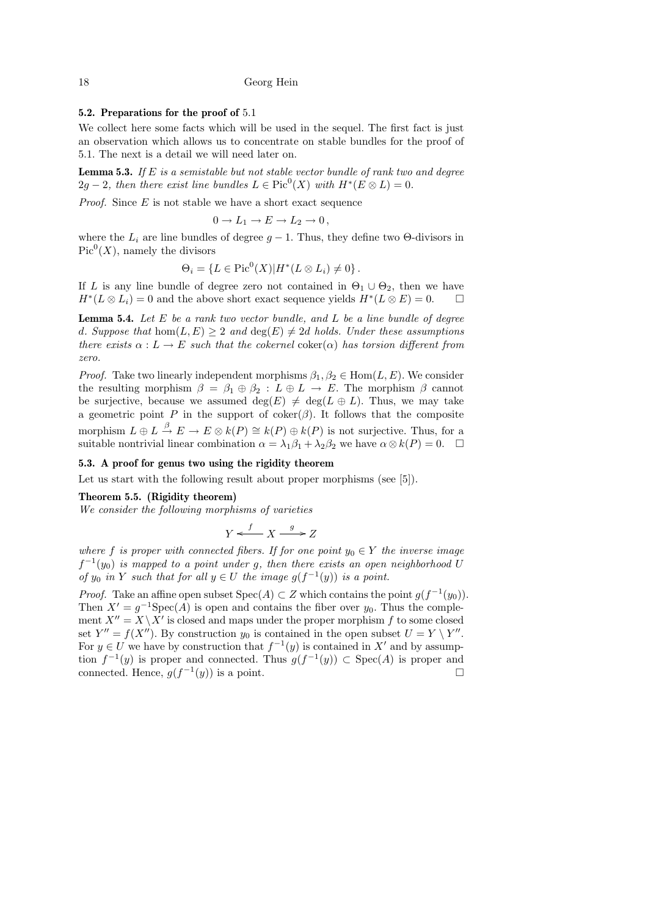### 5.2. Preparations for the proof of 5.1

We collect here some facts which will be used in the sequel. The first fact is just an observation which allows us to concentrate on stable bundles for the proof of 5.1. The next is a detail we will need later on.

**Lemma 5.3.** *If $E$ is a semistable but not stable vector bundle of rank two and degree $2g-2$, then there exist line bundles $L \in \mathrm{Pic}^0(X)$ with $H^*(E \otimes L) = 0$.*

*Proof.* Since $E$ is not stable we have a short exact sequence

$$0 \to L_1 \to E \to L_2 \to 0\,,$$

where the $L_i$ are line bundles of degree $g-1$. Thus, they define two $\Theta$-divisors in $\mathrm{Pic}^0(X)$, namely the divisors

$$\Theta_i = \{L \in \mathrm{Pic}^0(X) | H^*(L \otimes L_i) \neq 0\}\,.$$

If $L$ is any line bundle of degree zero not contained in $\Theta_1 \cup \Theta_2$, then we have $H^*(L \otimes L_i) = 0$ and the above short exact sequence yields $H^*(L \otimes E) = 0$. $\square$

**Lemma 5.4.** *Let $E$ be a rank two vector bundle, and $L$ be a line bundle of degree $d$. Suppose that $\hom(L, E) \geq 2$ and $\deg(E) \neq 2d$ holds. Under these assumptions there exists $\alpha : L \to E$ such that the cokernel $\mathrm{coker}(\alpha)$ has torsion different from zero.*

*Proof.* Take two linearly independent morphisms $\beta_1, \beta_2 \in \mathrm{Hom}(L, E)$. We consider the resulting morphism $\beta = \beta_1 \oplus \beta_2 : L \oplus L \to E$. The morphism $\beta$ cannot be surjective, because we assumed $\deg(E) \neq \deg(L \oplus L)$. Thus, we may take a geometric point $P$ in the support of $\mathrm{coker}(\beta)$. It follows that the composite morphism $L \oplus L \xrightarrow{\beta} E \to E \otimes k(P) \cong k(P) \oplus k(P)$ is not surjective. Thus, for a suitable nontrivial linear combination $\alpha = \lambda_1\beta_1 + \lambda_2\beta_2$ we have $\alpha \otimes k(P) = 0$. $\square$

### 5.3. A proof for genus two using the rigidity theorem

Let us start with the following result about proper morphisms (see [5]).

**Theorem 5.5. (Rigidity theorem)**
*We consider the following morphisms of varieties*

$$Y \xleftarrow{f} X \xrightarrow{g} Z$$

*where $f$ is proper with connected fibers. If for one point $y_0 \in Y$ the inverse image $f^{-1}(y_0)$ is mapped to a point under $g$, then there exists an open neighborhood $U$ of $y_0$ in $Y$ such that for all $y \in U$ the image $g(f^{-1}(y))$ is a point.*

*Proof.* Take an affine open subset $\mathrm{Spec}(A) \subset Z$ which contains the point $g(f^{-1}(y_0))$. Then $X' = g^{-1}\mathrm{Spec}(A)$ is open and contains the fiber over $y_0$. Thus the complement $X'' = X \setminus X'$ is closed and maps under the proper morphism $f$ to some closed set $Y'' = f(X'')$. By construction $y_0$ is contained in the open subset $U = Y \setminus Y''$. For $y \in U$ we have by construction that $f^{-1}(y)$ is contained in $X'$ and by assumption $f^{-1}(y)$ is proper and connected. Thus $g(f^{-1}(y)) \subset \mathrm{Spec}(A)$ is proper and connected. Hence, $g(f^{-1}(y))$ is a point. $\square$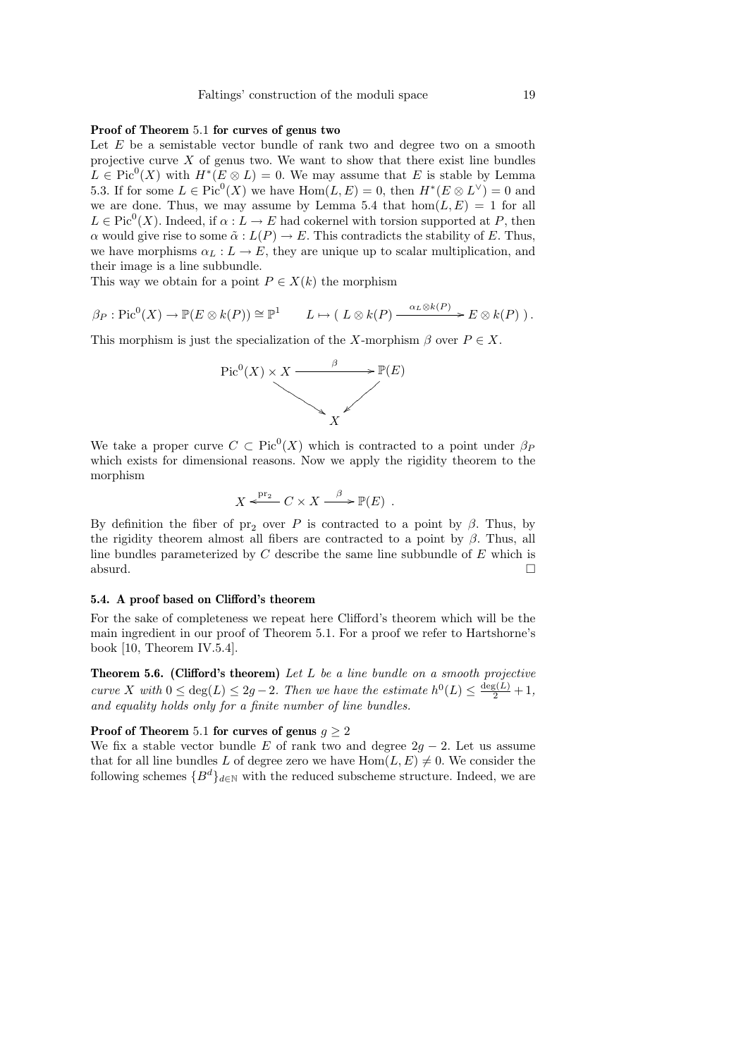**Proof of Theorem 5.1 for curves of genus two**

Let $E$ be a semistable vector bundle of rank two and degree two on a smooth projective curve $X$ of genus two. We want to show that there exist line bundles $L \in \mathrm{Pic}^0(X)$ with $H^*(E \otimes L) = 0$. We may assume that $E$ is stable by Lemma 5.3. If for some $L \in \mathrm{Pic}^0(X)$ we have $\mathrm{Hom}(L, E) = 0$, then $H^*(E \otimes L^\vee) = 0$ and we are done. Thus, we may assume by Lemma 5.4 that $\hom(L, E) = 1$ for all $L \in \mathrm{Pic}^0(X)$. Indeed, if $\alpha : L \to E$ had cokernel with torsion supported at $P$, then $\alpha$ would give rise to some $\tilde{\alpha} : L(P) \to E$. This contradicts the stability of $E$. Thus, we have morphisms $\alpha_L : L \to E$, they are unique up to scalar multiplication, and their image is a line subbundle.

This way we obtain for a point $P \in X(k)$ the morphism

$$\beta_P : \mathrm{Pic}^0(X) \to \mathbb{P}(E \otimes k(P)) \cong \mathbb{P}^1 \qquad L \mapsto (\, L \otimes k(P) \xrightarrow{\alpha_L \otimes k(P)} E \otimes k(P) \,)\,.$$

This morphism is just the specialization of the $X$-morphism $\beta$ over $P \in X$.

$$\begin{array}{ccc} \mathrm{Pic}^0(X) \times X & \xrightarrow{\beta} & \mathbb{P}(E) \\ & \searrow \quad \swarrow & \\ & X & \end{array}$$

We take a proper curve $C \subset \mathrm{Pic}^0(X)$ which is contracted to a point under $\beta_P$ which exists for dimensional reasons. Now we apply the rigidity theorem to the morphism

$$X \xleftarrow{\mathrm{pr}_2} C \times X \xrightarrow{\beta} \mathbb{P}(E)\ .$$

By definition the fiber of $\mathrm{pr}_2$ over $P$ is contracted to a point by $\beta$. Thus, by the rigidity theorem almost all fibers are contracted to a point by $\beta$. Thus, all line bundles parameterized by $C$ describe the same line subbundle of $E$ which is absurd. □

### 5.4. A proof based on Clifford's theorem

For the sake of completeness we repeat here Clifford's theorem which will be the main ingredient in our proof of Theorem 5.1. For a proof we refer to Hartshorne's book [10, Theorem IV.5.4].

**Theorem 5.6. (Clifford's theorem)** *Let $L$ be a line bundle on a smooth projective curve $X$ with $0 \leq \deg(L) \leq 2g-2$. Then we have the estimate $h^0(L) \leq \frac{\deg(L)}{2} + 1$, and equality holds only for a finite number of line bundles.*

**Proof of Theorem 5.1 for curves of genus $g \geq 2$**

We fix a stable vector bundle $E$ of rank two and degree $2g-2$. Let us assume that for all line bundles $L$ of degree zero we have $\mathrm{Hom}(L, E) \neq 0$. We consider the following schemes $\{B^d\}_{d \in \mathbb{N}}$ with the reduced subscheme structure. Indeed, we are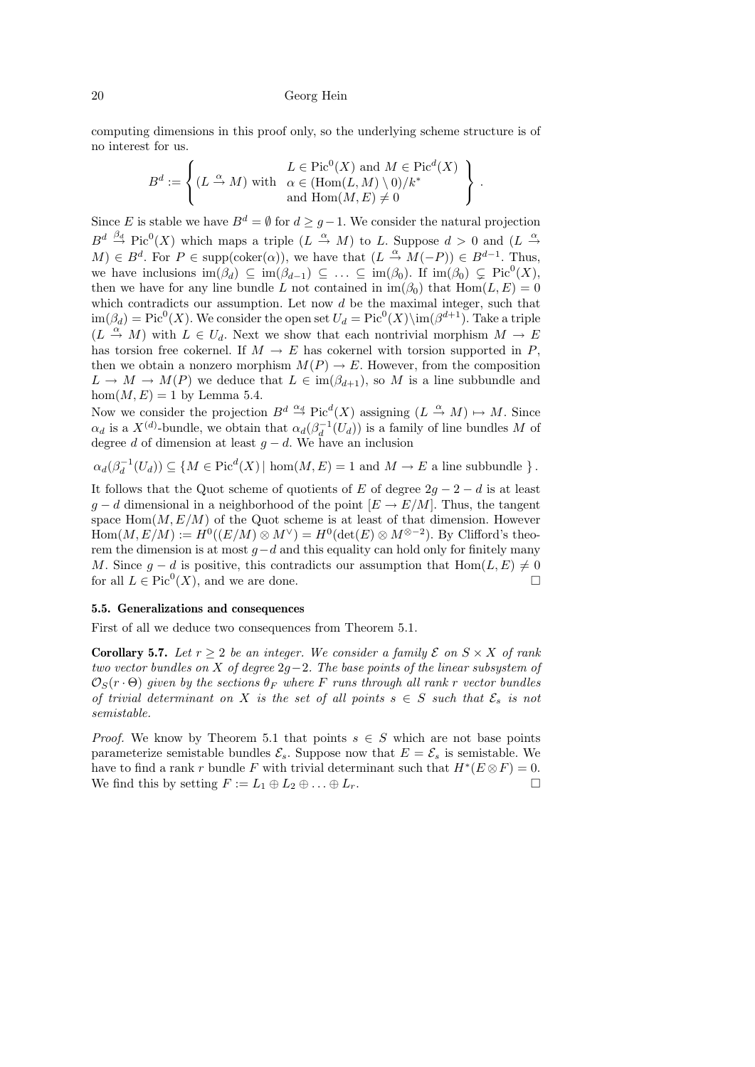computing dimensions in this proof only, so the underlying scheme structure is of no interest for us.

$$B^d := \left\{ (L \xrightarrow{\alpha} M) \text{ with } \begin{array}{l} L \in \operatorname{Pic}^0(X) \text{ and } M \in \operatorname{Pic}^d(X) \\ \alpha \in (\operatorname{Hom}(L,M) \setminus 0)/k^* \\ \text{and } \operatorname{Hom}(M,E) \neq 0 \end{array} \right\}.$$

Since $E$ is stable we have $B^d = \emptyset$ for $d \geq g-1$. We consider the natural projection $B^d \xrightarrow{\beta_d} \operatorname{Pic}^0(X)$ which maps a triple $(L \xrightarrow{\alpha} M)$ to $L$. Suppose $d > 0$ and $(L \xrightarrow{\alpha} M) \in B^d$. For $P \in \operatorname{supp}(\operatorname{coker}(\alpha))$, we have that $(L \xrightarrow{\alpha} M(-P)) \in B^{d-1}$. Thus, we have inclusions $\operatorname{im}(\beta_d) \subseteq \operatorname{im}(\beta_{d-1}) \subseteq \ldots \subseteq \operatorname{im}(\beta_0)$. If $\operatorname{im}(\beta_0) \subsetneq \operatorname{Pic}^0(X)$, then we have for any line bundle $L$ not contained in $\operatorname{im}(\beta_0)$ that $\operatorname{Hom}(L,E) = 0$ which contradicts our assumption. Let now $d$ be the maximal integer, such that $\operatorname{im}(\beta_d) = \operatorname{Pic}^0(X)$. We consider the open set $U_d = \operatorname{Pic}^0(X) \setminus \operatorname{im}(\beta^{d+1})$. Take a triple $(L \xrightarrow{\alpha} M)$ with $L \in U_d$. Next we show that each nontrivial morphism $M \to E$ has torsion free cokernel. If $M \to E$ has cokernel with torsion supported in $P$, then we obtain a nonzero morphism $M(P) \to E$. However, from the composition $L \to M \to M(P)$ we deduce that $L \in \operatorname{im}(\beta_{d+1})$, so $M$ is a line subbundle and $\hom(M,E) = 1$ by Lemma 5.4.

Now we consider the projection $B^d \xrightarrow{\alpha_d} \operatorname{Pic}^d(X)$ assigning $(L \xrightarrow{\alpha} M) \mapsto M$. Since $\alpha_d$ is a $X^{(d)}$-bundle, we obtain that $\alpha_d(\beta_d^{-1}(U_d))$ is a family of line bundles $M$ of degree $d$ of dimension at least $g-d$. We have an inclusion

$$\alpha_d(\beta_d^{-1}(U_d)) \subseteq \{ M \in \operatorname{Pic}^d(X) \mid \hom(M,E) = 1 \text{ and } M \to E \text{ a line subbundle } \}.$$

It follows that the Quot scheme of quotients of $E$ of degree $2g-2-d$ is at least $g-d$ dimensional in a neighborhood of the point $[E \to E/M]$. Thus, the tangent space $\operatorname{Hom}(M, E/M)$ of the Quot scheme is at least of that dimension. However $\operatorname{Hom}(M, E/M) := H^0((E/M) \otimes M^\vee) = H^0(\det(E) \otimes M^{\otimes -2})$. By Clifford's theorem the dimension is at most $g-d$ and this equality can hold only for finitely many $M$. Since $g-d$ is positive, this contradicts our assumption that $\operatorname{Hom}(L,E) \neq 0$ for all $L \in \operatorname{Pic}^0(X)$, and we are done. $\square$

### 5.5. Generalizations and consequences

First of all we deduce two consequences from Theorem 5.1.

**Corollary 5.7.** *Let $r \geq 2$ be an integer. We consider a family $\mathcal{E}$ on $S \times X$ of rank two vector bundles on $X$ of degree $2g-2$. The base points of the linear subsystem of $\mathcal{O}_S(r \cdot \Theta)$ given by the sections $\theta_F$ where $F$ runs through all rank $r$ vector bundles of trivial determinant on $X$ is the set of all points $s \in S$ such that $\mathcal{E}_s$ is not semistable.*

*Proof.* We know by Theorem 5.1 that points $s \in S$ which are not base points parameterize semistable bundles $\mathcal{E}_s$. Suppose now that $E = \mathcal{E}_s$ is semistable. We have to find a rank $r$ bundle $F$ with trivial determinant such that $H^*(E \otimes F) = 0$. We find this by setting $F := L_1 \oplus L_2 \oplus \ldots \oplus L_r$. $\square$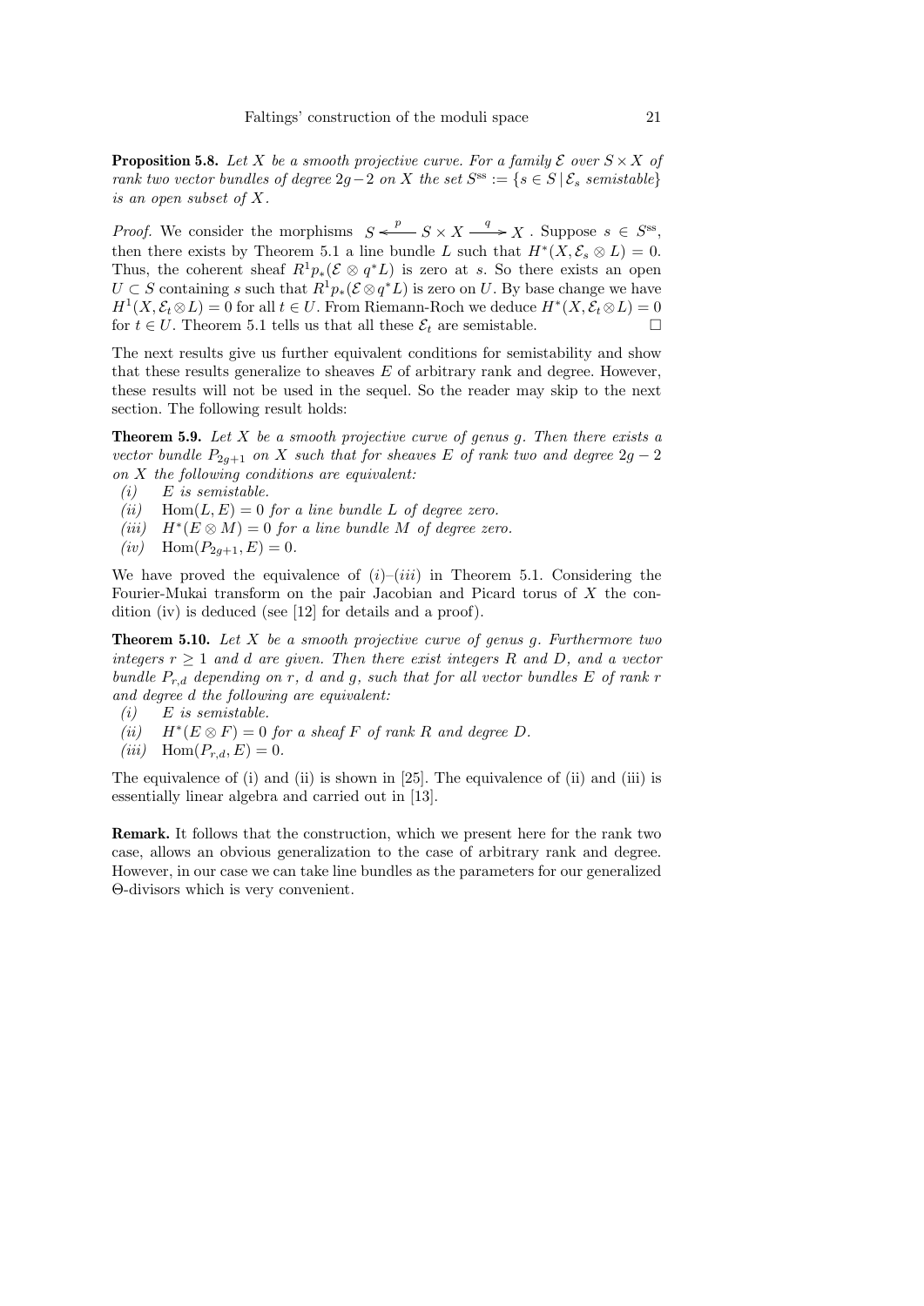**Proposition 5.8.** *Let $X$ be a smooth projective curve. For a family $\mathcal{E}$ over $S \times X$ of rank two vector bundles of degree $2g-2$ on $X$ the set $S^{\mathrm{ss}} := \{s \in S \,|\, \mathcal{E}_s \text{ semistable}\}$ is an open subset of $X$.*

*Proof.* We consider the morphisms $S \xleftarrow{\;p\;} S \times X \xrightarrow{\;q\;} X$ . Suppose $s \in S^{\mathrm{ss}}$, then there exists by Theorem 5.1 a line bundle $L$ such that $H^*(X, \mathcal{E}_s \otimes L) = 0$. Thus, the coherent sheaf $R^1 p_*(\mathcal{E} \otimes q^* L)$ is zero at $s$. So there exists an open $U \subset S$ containing $s$ such that $R^1 p_*(\mathcal{E} \otimes q^* L)$ is zero on $U$. By base change we have $H^1(X, \mathcal{E}_t \otimes L) = 0$ for all $t \in U$. From Riemann-Roch we deduce $H^*(X, \mathcal{E}_t \otimes L) = 0$ for $t \in U$. Theorem 5.1 tells us that all these $\mathcal{E}_t$ are semistable. $\square$

The next results give us further equivalent conditions for semistability and show that these results generalize to sheaves $E$ of arbitrary rank and degree. However, these results will not be used in the sequel. So the reader may skip to the next section. The following result holds:

**Theorem 5.9.** *Let $X$ be a smooth projective curve of genus $g$. Then there exists a vector bundle $P_{2g+1}$ on $X$ such that for sheaves $E$ of rank two and degree $2g-2$ on $X$ the following conditions are equivalent:*

*(i)* $E$ *is semistable.*
*(ii)* $\mathrm{Hom}(L, E) = 0$ *for a line bundle $L$ of degree zero.*
*(iii)* $H^*(E \otimes M) = 0$ *for a line bundle $M$ of degree zero.*
*(iv)* $\mathrm{Hom}(P_{2g+1}, E) = 0$.

We have proved the equivalence of *(i)*–*(iii)* in Theorem 5.1. Considering the Fourier-Mukai transform on the pair Jacobian and Picard torus of $X$ the condition (iv) is deduced (see [12] for details and a proof).

**Theorem 5.10.** *Let $X$ be a smooth projective curve of genus $g$. Furthermore two integers $r \geq 1$ and $d$ are given. Then there exist integers $R$ and $D$, and a vector bundle $P_{r,d}$ depending on $r$, $d$ and $g$, such that for all vector bundles $E$ of rank $r$ and degree $d$ the following are equivalent:*

*(i)* $E$ *is semistable.*
*(ii)* $H^*(E \otimes F) = 0$ *for a sheaf $F$ of rank $R$ and degree $D$.*
*(iii)* $\mathrm{Hom}(P_{r,d}, E) = 0$.

The equivalence of (i) and (ii) is shown in [25]. The equivalence of (ii) and (iii) is essentially linear algebra and carried out in [13].

**Remark.** It follows that the construction, which we present here for the rank two case, allows an obvious generalization to the case of arbitrary rank and degree. However, in our case we can take line bundles as the parameters for our generalized $\Theta$-divisors which is very convenient.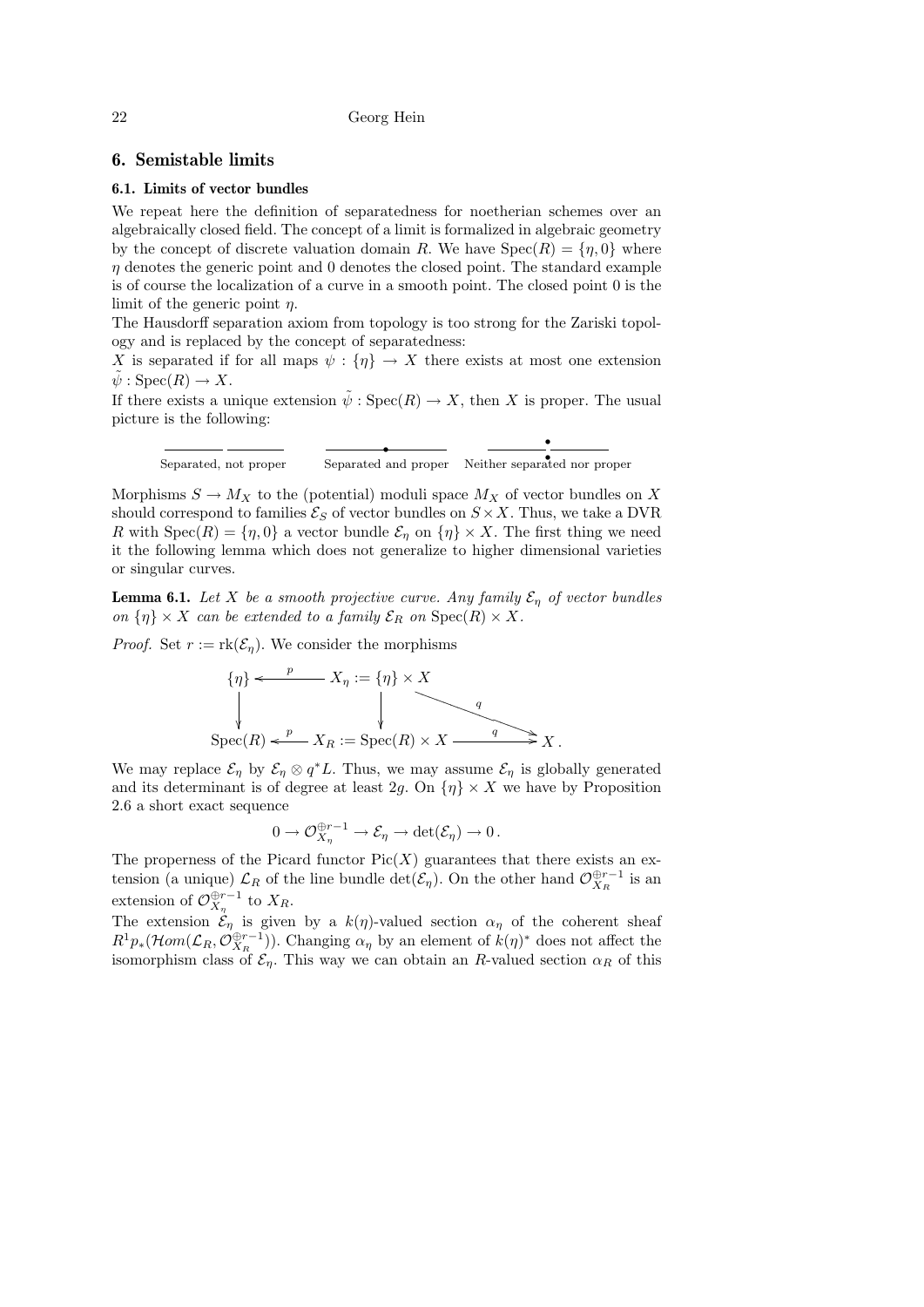## 6. Semistable limits

### 6.1. Limits of vector bundles

We repeat here the definition of separatedness for noetherian schemes over an algebraically closed field. The concept of a limit is formalized in algebraic geometry by the concept of discrete valuation domain $R$. We have $\mathrm{Spec}(R) = \{\eta, 0\}$ where $\eta$ denotes the generic point and 0 denotes the closed point. The standard example is of course the localization of a curve in a smooth point. The closed point 0 is the limit of the generic point $\eta$.

The Hausdorff separation axiom from topology is too strong for the Zariski topology and is replaced by the concept of separatedness:

$X$ is separated if for all maps $\psi : \{\eta\} \to X$ there exists at most one extension $\tilde{\psi} : \mathrm{Spec}(R) \to X$.

If there exists a unique extension $\tilde{\psi} : \mathrm{Spec}(R) \to X$, then $X$ is proper. The usual picture is the following:

Separated, not proper — Separated and proper — Neither separated nor proper

Morphisms $S \to M_X$ to the (potential) moduli space $M_X$ of vector bundles on $X$ should correspond to families $\mathcal{E}_S$ of vector bundles on $S \times X$. Thus, we take a DVR $R$ with $\mathrm{Spec}(R) = \{\eta, 0\}$ a vector bundle $\mathcal{E}_\eta$ on $\{\eta\} \times X$. The first thing we need it the following lemma which does not generalize to higher dimensional varieties or singular curves.

**Lemma 6.1.** *Let $X$ be a smooth projective curve. Any family $\mathcal{E}_\eta$ of vector bundles on $\{\eta\} \times X$ can be extended to a family $\mathcal{E}_R$ on $\mathrm{Spec}(R) \times X$.*

*Proof.* Set $r := \mathrm{rk}(\mathcal{E}_\eta)$. We consider the morphisms

$$\begin{array}{ccccc} \{\eta\} & \xleftarrow{\;p\;} & X_\eta := \{\eta\} \times X & \xrightarrow{\;q\;} & \\ \downarrow & & \downarrow & & \\ \mathrm{Spec}(R) & \xleftarrow{\;p\;} & X_R := \mathrm{Spec}(R) \times X & \xrightarrow{\;q\;} & X\,. \end{array}$$

We may replace $\mathcal{E}_\eta$ by $\mathcal{E}_\eta \otimes q^*L$. Thus, we may assume $\mathcal{E}_\eta$ is globally generated and its determinant is of degree at least $2g$. On $\{\eta\} \times X$ we have by Proposition 2.6 a short exact sequence

$$0 \to \mathcal{O}_{X_\eta}^{\oplus r-1} \to \mathcal{E}_\eta \to \det(\mathcal{E}_\eta) \to 0\,.$$

The properness of the Picard functor $\mathrm{Pic}(X)$ guarantees that there exists an extension (a unique) $\mathcal{L}_R$ of the line bundle $\det(\mathcal{E}_\eta)$. On the other hand $\mathcal{O}_{X_R}^{\oplus r-1}$ is an extension of $\mathcal{O}_{X_\eta}^{\oplus r-1}$ to $X_R$.

The extension $\mathcal{E}_\eta$ is given by a $k(\eta)$-valued section $\alpha_\eta$ of the coherent sheaf $R^1p_*(\mathcal{H}om(\mathcal{L}_R, \mathcal{O}_{X_R}^{\oplus r-1}))$. Changing $\alpha_\eta$ by an element of $k(\eta)^*$ does not affect the isomorphism class of $\mathcal{E}_\eta$. This way we can obtain an $R$-valued section $\alpha_R$ of this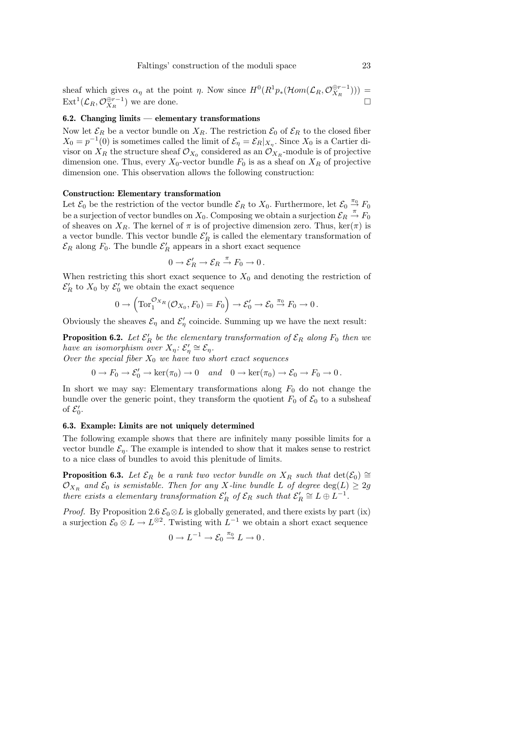sheaf which gives $\alpha_\eta$ at the point $\eta$. Now since $H^0(R^1p_*(\mathcal{H}om(\mathcal{L}_R, \mathcal{O}_{X_R}^{\oplus r-1}))) = \operatorname{Ext}^1(\mathcal{L}_R, \mathcal{O}_{X_R}^{\oplus r-1})$ we are done. □

### 6.2. Changing limits — elementary transformations

Now let $\mathcal{E}_R$ be a vector bundle on $X_R$. The restriction $\mathcal{E}_0$ of $\mathcal{E}_R$ to the closed fiber $X_0 = p^{-1}(0)$ is sometimes called the limit of $\mathcal{E}_\eta = \mathcal{E}_R|_{X_\eta}$. Since $X_0$ is a Cartier divisor on $X_R$ the structure sheaf $\mathcal{O}_{X_0}$ considered as an $\mathcal{O}_{X_R}$-module is of projective dimension one. Thus, every $X_0$-vector bundle $F_0$ is as a sheaf on $X_R$ of projective dimension one. This observation allows the following construction:

**Construction: Elementary transformation**

Let $\mathcal{E}_0$ be the restriction of the vector bundle $\mathcal{E}_R$ to $X_0$. Furthermore, let $\mathcal{E}_0 \stackrel{\pi_0}{\to} F_0$ be a surjection of vector bundles on $X_0$. Composing we obtain a surjection $\mathcal{E}_R \stackrel{\pi}{\to} F_0$ of sheaves on $X_R$. The kernel of $\pi$ is of projective dimension zero. Thus, $\ker(\pi)$ is a vector bundle. This vector bundle $\mathcal{E}'_R$ is called the elementary transformation of $\mathcal{E}_R$ along $F_0$. The bundle $\mathcal{E}'_R$ appears in a short exact sequence

$$0 \to \mathcal{E}'_R \to \mathcal{E}_R \stackrel{\pi}{\to} F_0 \to 0\,.$$

When restricting this short exact sequence to $X_0$ and denoting the restriction of $\mathcal{E}'_R$ to $X_0$ by $\mathcal{E}'_0$ we obtain the exact sequence

$$0 \to \left(\operatorname{Tor}_1^{\mathcal{O}_{X_R}}(\mathcal{O}_{X_0}, F_0) = F_0\right) \to \mathcal{E}'_0 \to \mathcal{E}_0 \stackrel{\pi_0}{\to} F_0 \to 0\,.$$

Obviously the sheaves $\mathcal{E}_\eta$ and $\mathcal{E}'_\eta$ coincide. Summing up we have the next result:

**Proposition 6.2.** *Let $\mathcal{E}'_R$ be the elementary transformation of $\mathcal{E}_R$ along $F_0$ then we have an isomorphism over $X_\eta$: $\mathcal{E}'_\eta \cong \mathcal{E}_\eta$.*
*Over the special fiber $X_0$ we have two short exact sequences*

$$0 \to F_0 \to \mathcal{E}'_0 \to \ker(\pi_0) \to 0 \quad \textit{and} \quad 0 \to \ker(\pi_0) \to \mathcal{E}_0 \to F_0 \to 0\,.$$

In short we may say: Elementary transformations along $F_0$ do not change the bundle over the generic point, they transform the quotient $F_0$ of $\mathcal{E}_0$ to a subsheaf of $\mathcal{E}'_0$.

### 6.3. Example: Limits are not uniquely determined

The following example shows that there are infinitely many possible limits for a vector bundle $\mathcal{E}_\eta$. The example is intended to show that it makes sense to restrict to a nice class of bundles to avoid this plenitude of limits.

**Proposition 6.3.** *Let $\mathcal{E}_R$ be a rank two vector bundle on $X_R$ such that $\det(\mathcal{E}_0) \cong \mathcal{O}_{X_R}$ and $\mathcal{E}_0$ is semistable. Then for any $X$-line bundle $L$ of degree $\deg(L) \geq 2g$ there exists a elementary transformation $\mathcal{E}'_R$ of $\mathcal{E}_R$ such that $\mathcal{E}'_R \cong L \oplus L^{-1}$.*

*Proof.* By Proposition 2.6 $\mathcal{E}_0 \otimes L$ is globally generated, and there exists by part (ix) a surjection $\mathcal{E}_0 \otimes L \to L^{\otimes 2}$. Twisting with $L^{-1}$ we obtain a short exact sequence

$$0 \to L^{-1} \to \mathcal{E}_0 \stackrel{\pi_0}{\to} L \to 0\,.$$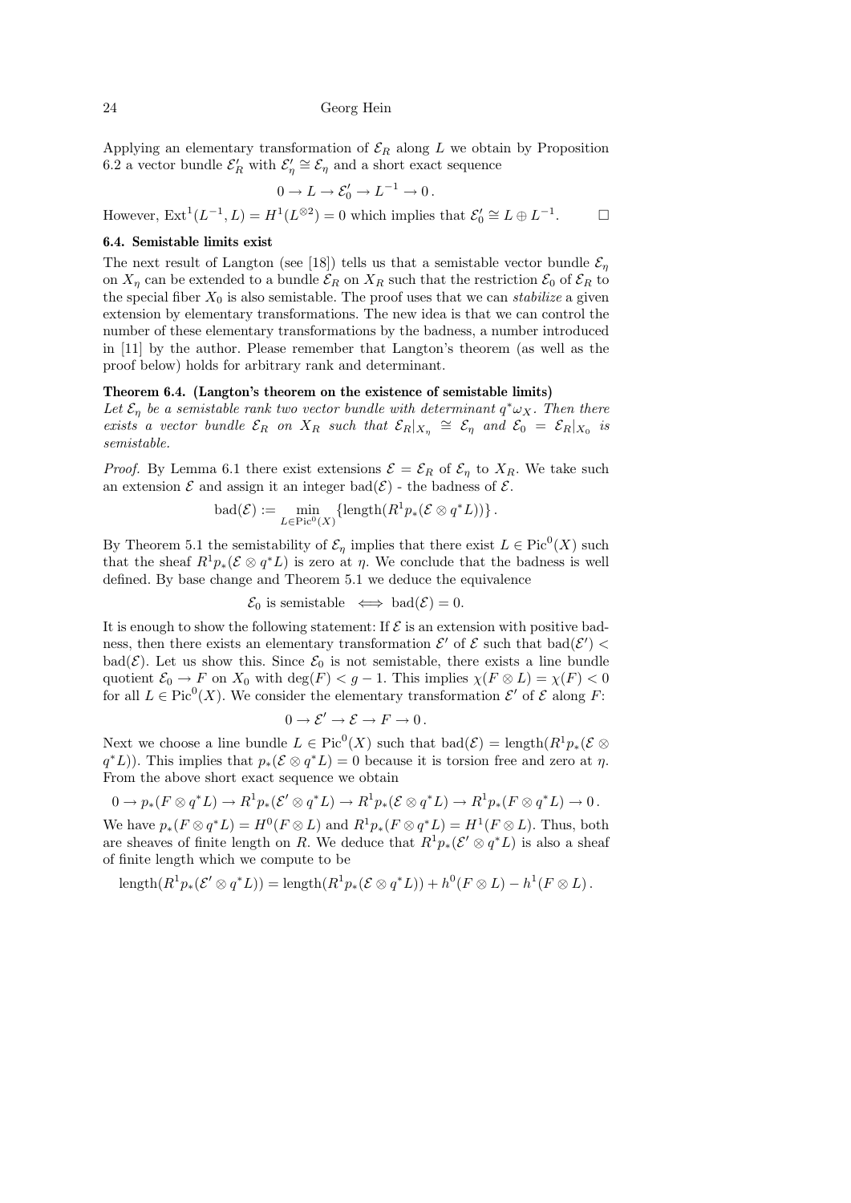Applying an elementary transformation of $\mathcal{E}_R$ along $L$ we obtain by Proposition 6.2 a vector bundle $\mathcal{E}'_R$ with $\mathcal{E}'_\eta \cong \mathcal{E}_\eta$ and a short exact sequence

$$0 \to L \to \mathcal{E}'_0 \to L^{-1} \to 0\,.$$

However, $\mathrm{Ext}^1(L^{-1}, L) = H^1(L^{\otimes 2}) = 0$ which implies that $\mathcal{E}'_0 \cong L \oplus L^{-1}$. $\square$

### 6.4. Semistable limits exist

The next result of Langton (see [18]) tells us that a semistable vector bundle $\mathcal{E}_\eta$ on $X_\eta$ can be extended to a bundle $\mathcal{E}_R$ on $X_R$ such that the restriction $\mathcal{E}_0$ of $\mathcal{E}_R$ to the special fiber $X_0$ is also semistable. The proof uses that we can *stabilize* a given extension by elementary transformations. The new idea is that we can control the number of these elementary transformations by the badness, a number introduced in [11] by the author. Please remember that Langton's theorem (as well as the proof below) holds for arbitrary rank and determinant.

**Theorem 6.4. (Langton's theorem on the existence of semistable limits)** *Let $\mathcal{E}_\eta$ be a semistable rank two vector bundle with determinant $q^*\omega_X$. Then there exists a vector bundle $\mathcal{E}_R$ on $X_R$ such that $\mathcal{E}_R|_{X_\eta} \cong \mathcal{E}_\eta$ and $\mathcal{E}_0 = \mathcal{E}_R|_{X_0}$ is semistable.*

*Proof.* By Lemma 6.1 there exist extensions $\mathcal{E} = \mathcal{E}_R$ of $\mathcal{E}_\eta$ to $X_R$. We take such an extension $\mathcal{E}$ and assign it an integer $\mathrm{bad}(\mathcal{E})$ - the badness of $\mathcal{E}$.

$$\mathrm{bad}(\mathcal{E}) := \min_{L \in \mathrm{Pic}^0(X)} \{\mathrm{length}(R^1p_*(\mathcal{E} \otimes q^*L))\}\,.$$

By Theorem 5.1 the semistability of $\mathcal{E}_\eta$ implies that there exist $L \in \mathrm{Pic}^0(X)$ such that the sheaf $R^1p_*(\mathcal{E} \otimes q^*L)$ is zero at $\eta$. We conclude that the badness is well defined. By base change and Theorem 5.1 we deduce the equivalence

$$\mathcal{E}_0 \text{ is semistable} \iff \mathrm{bad}(\mathcal{E}) = 0.$$

It is enough to show the following statement: If $\mathcal{E}$ is an extension with positive badness, then there exists an elementary transformation $\mathcal{E}'$ of $\mathcal{E}$ such that $\mathrm{bad}(\mathcal{E}') < \mathrm{bad}(\mathcal{E})$. Let us show this. Since $\mathcal{E}_0$ is not semistable, there exists a line bundle quotient $\mathcal{E}_0 \to F$ on $X_0$ with $\deg(F) < g - 1$. This implies $\chi(F \otimes L) = \chi(F) < 0$ for all $L \in \mathrm{Pic}^0(X)$. We consider the elementary transformation $\mathcal{E}'$ of $\mathcal{E}$ along $F$:

$$0 \to \mathcal{E}' \to \mathcal{E} \to F \to 0\,.$$

Next we choose a line bundle $L \in \mathrm{Pic}^0(X)$ such that $\mathrm{bad}(\mathcal{E}) = \mathrm{length}(R^1p_*(\mathcal{E} \otimes q^*L))$. This implies that $p_*(\mathcal{E} \otimes q^*L) = 0$ because it is torsion free and zero at $\eta$. From the above short exact sequence we obtain

$$0 \to p_*(F \otimes q^*L) \to R^1p_*(\mathcal{E}' \otimes q^*L) \to R^1p_*(\mathcal{E} \otimes q^*L) \to R^1p_*(F \otimes q^*L) \to 0\,.$$

We have $p_*(F \otimes q^*L) = H^0(F \otimes L)$ and $R^1p_*(F \otimes q^*L) = H^1(F \otimes L)$. Thus, both are sheaves of finite length on $R$. We deduce that $R^1p_*(\mathcal{E}' \otimes q^*L)$ is also a sheaf of finite length which we compute to be

$$\mathrm{length}(R^1p_*(\mathcal{E}' \otimes q^*L)) = \mathrm{length}(R^1p_*(\mathcal{E} \otimes q^*L)) + h^0(F \otimes L) - h^1(F \otimes L)\,.$$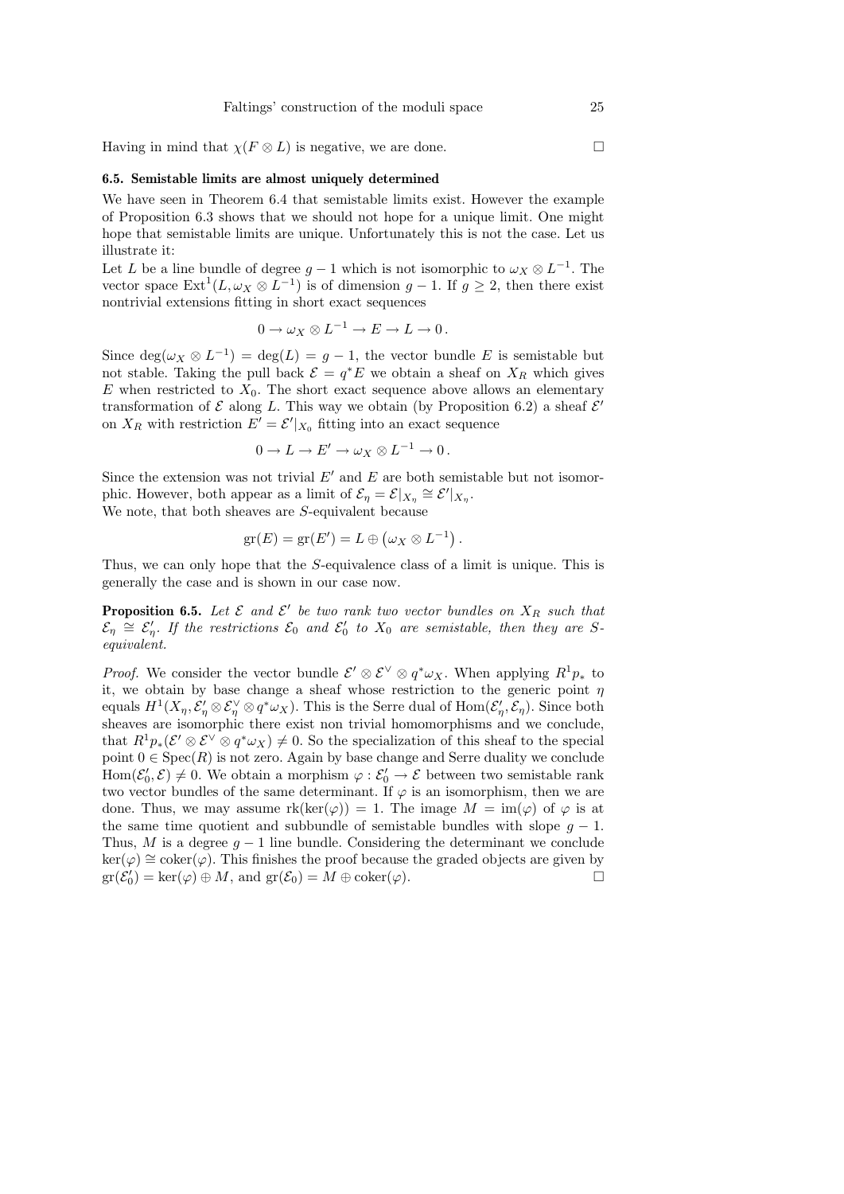Having in mind that $\chi(F \otimes L)$ is negative, we are done. $\square$

### 6.5. Semistable limits are almost uniquely determined

We have seen in Theorem 6.4 that semistable limits exist. However the example of Proposition 6.3 shows that we should not hope for a unique limit. One might hope that semistable limits are unique. Unfortunately this is not the case. Let us illustrate it:

Let $L$ be a line bundle of degree $g-1$ which is not isomorphic to $\omega_X \otimes L^{-1}$. The vector space $\mathrm{Ext}^1(L, \omega_X \otimes L^{-1})$ is of dimension $g-1$. If $g \geq 2$, then there exist nontrivial extensions fitting in short exact sequences

$$0 \to \omega_X \otimes L^{-1} \to E \to L \to 0\,.$$

Since $\deg(\omega_X \otimes L^{-1}) = \deg(L) = g-1$, the vector bundle $E$ is semistable but not stable. Taking the pull back $\mathcal{E} = q^*E$ we obtain a sheaf on $X_R$ which gives $E$ when restricted to $X_0$. The short exact sequence above allows an elementary transformation of $\mathcal{E}$ along $L$. This way we obtain (by Proposition 6.2) a sheaf $\mathcal{E}'$ on $X_R$ with restriction $E' = \mathcal{E}'|_{X_0}$ fitting into an exact sequence

$$0 \to L \to E' \to \omega_X \otimes L^{-1} \to 0\,.$$

Since the extension was not trivial $E'$ and $E$ are both semistable but not isomorphic. However, both appear as a limit of $\mathcal{E}_\eta = \mathcal{E}|_{X_\eta} \cong \mathcal{E}'|_{X_\eta}$.
We note, that both sheaves are $S$-equivalent because

$$\mathrm{gr}(E) = \mathrm{gr}(E') = L \oplus \left(\omega_X \otimes L^{-1}\right).$$

Thus, we can only hope that the $S$-equivalence class of a limit is unique. This is generally the case and is shown in our case now.

**Proposition 6.5.** *Let $\mathcal{E}$ and $\mathcal{E}'$ be two rank two vector bundles on $X_R$ such that $\mathcal{E}_\eta \cong \mathcal{E}'_\eta$. If the restrictions $\mathcal{E}_0$ and $\mathcal{E}'_0$ to $X_0$ are semistable, then they are $S$-equivalent.*

*Proof.* We consider the vector bundle $\mathcal{E}' \otimes \mathcal{E}^\vee \otimes q^*\omega_X$. When applying $R^1p_*$ to it, we obtain by base change a sheaf whose restriction to the generic point $\eta$ equals $H^1(X_\eta, \mathcal{E}'_\eta \otimes \mathcal{E}^\vee_\eta \otimes q^*\omega_X)$. This is the Serre dual of $\mathrm{Hom}(\mathcal{E}'_\eta, \mathcal{E}_\eta)$. Since both sheaves are isomorphic there exist non trivial homomorphisms and we conclude, that $R^1p_*(\mathcal{E}' \otimes \mathcal{E}^\vee \otimes q^*\omega_X) \neq 0$. So the specialization of this sheaf to the special point $0 \in \mathrm{Spec}(R)$ is not zero. Again by base change and Serre duality we conclude $\mathrm{Hom}(\mathcal{E}'_0, \mathcal{E}) \neq 0$. We obtain a morphism $\varphi : \mathcal{E}'_0 \to \mathcal{E}$ between two semistable rank two vector bundles of the same determinant. If $\varphi$ is an isomorphism, then we are done. Thus, we may assume $\mathrm{rk}(\ker(\varphi)) = 1$. The image $M = \mathrm{im}(\varphi)$ of $\varphi$ is at the same time quotient and subbundle of semistable bundles with slope $g-1$. Thus, $M$ is a degree $g-1$ line bundle. Considering the determinant we conclude $\ker(\varphi) \cong \mathrm{coker}(\varphi)$. This finishes the proof because the graded objects are given by $\mathrm{gr}(\mathcal{E}'_0) = \ker(\varphi) \oplus M$, and $\mathrm{gr}(\mathcal{E}_0) = M \oplus \mathrm{coker}(\varphi)$. $\square$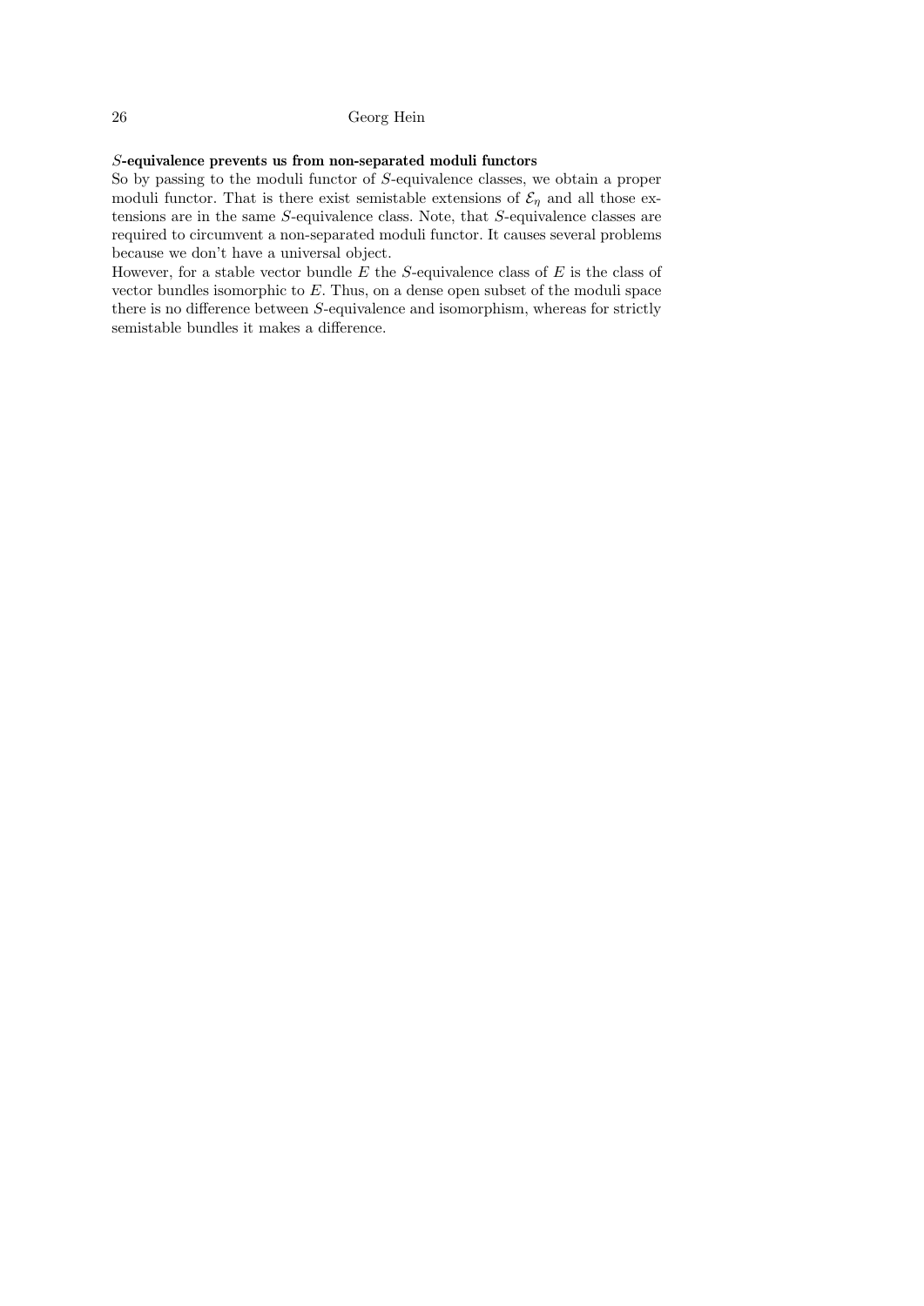**$S$-equivalence prevents us from non-separated moduli functors**

So by passing to the moduli functor of $S$-equivalence classes, we obtain a proper moduli functor. That is there exist semistable extensions of $\mathcal{E}_\eta$ and all those extensions are in the same $S$-equivalence class. Note, that $S$-equivalence classes are required to circumvent a non-separated moduli functor. It causes several problems because we don't have a universal object.

However, for a stable vector bundle $E$ the $S$-equivalence class of $E$ is the class of vector bundles isomorphic to $E$. Thus, on a dense open subset of the moduli space there is no difference between $S$-equivalence and isomorphism, whereas for strictly semistable bundles it makes a difference.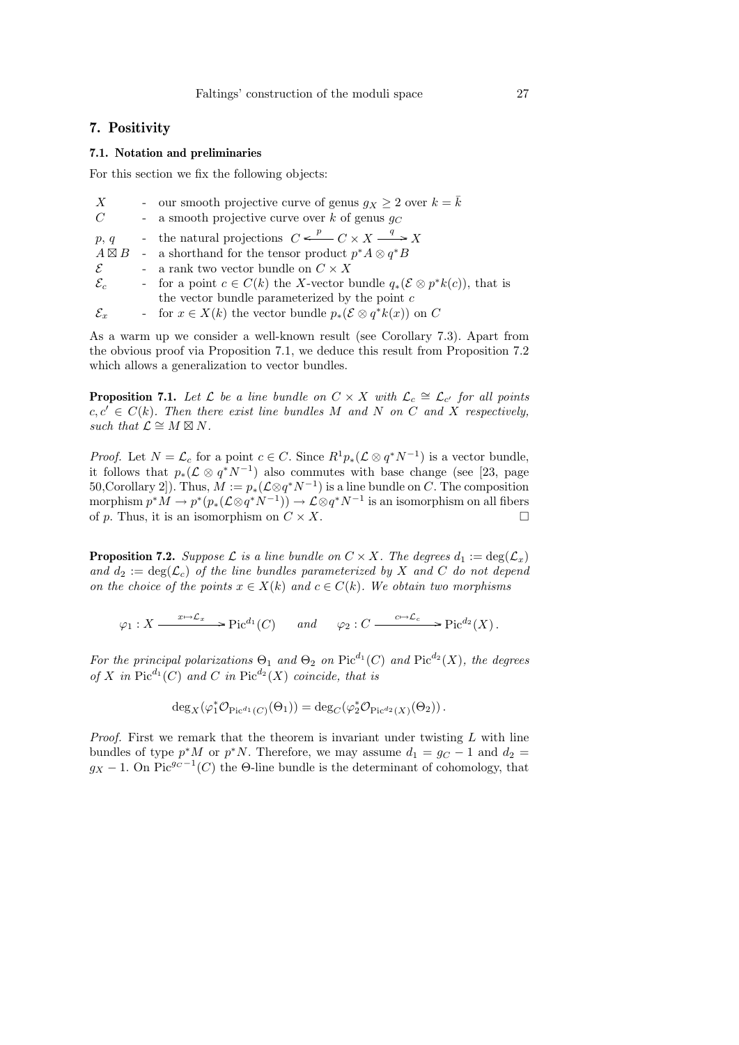## 7. Positivity

### 7.1. Notation and preliminaries

For this section we fix the following objects:

| | | |
|---|---|---|
| $X$ | - | our smooth projective curve of genus $g_X \geq 2$ over $k = \bar{k}$ |
| $C$ | - | a smooth projective curve over $k$ of genus $g_C$ |
| $p$, $q$ | - | the natural projections $C \xleftarrow{p} C \times X \xrightarrow{q} X$ |
| $A \boxtimes B$ | - | a shorthand for the tensor product $p^*A \otimes q^*B$ |
| $\mathcal{E}$ | - | a rank two vector bundle on $C \times X$ |
| $\mathcal{E}_c$ | - | for a point $c \in C(k)$ the $X$-vector bundle $q_*(\mathcal{E} \otimes p^*k(c))$, that is the vector bundle parameterized by the point $c$ |
| $\mathcal{E}_x$ | - | for $x \in X(k)$ the vector bundle $p_*(\mathcal{E} \otimes q^*k(x))$ on $C$ |

As a warm up we consider a well-known result (see Corollary 7.3). Apart from the obvious proof via Proposition 7.1, we deduce this result from Proposition 7.2 which allows a generalization to vector bundles.

**Proposition 7.1.** *Let $\mathcal{L}$ be a line bundle on $C \times X$ with $\mathcal{L}_c \cong \mathcal{L}_{c'}$ for all points $c, c' \in C(k)$. Then there exist line bundles $M$ and $N$ on $C$ and $X$ respectively, such that $\mathcal{L} \cong M \boxtimes N$.*

*Proof.* Let $N = \mathcal{L}_c$ for a point $c \in C$. Since $R^1p_*(\mathcal{L} \otimes q^*N^{-1})$ is a vector bundle, it follows that $p_*(\mathcal{L} \otimes q^*N^{-1})$ also commutes with base change (see [23, page 50,Corollary 2]). Thus, $M := p_*(\mathcal{L} \otimes q^*N^{-1})$ is a line bundle on $C$. The composition morphism $p^*M \to p^*(p_*(\mathcal{L} \otimes q^*N^{-1})) \to \mathcal{L} \otimes q^*N^{-1}$ is an isomorphism on all fibers of $p$. Thus, it is an isomorphism on $C \times X$. $\square$

**Proposition 7.2.** *Suppose $\mathcal{L}$ is a line bundle on $C \times X$. The degrees $d_1 := \deg(\mathcal{L}_x)$ and $d_2 := \deg(\mathcal{L}_c)$ of the line bundles parameterized by $X$ and $C$ do not depend on the choice of the points $x \in X(k)$ and $c \in C(k)$. We obtain two morphisms*

$$\varphi_1 : X \xrightarrow{x \mapsto \mathcal{L}_x} \mathrm{Pic}^{d_1}(C) \qquad \text{and} \qquad \varphi_2 : C \xrightarrow{c \mapsto \mathcal{L}_c} \mathrm{Pic}^{d_2}(X)\,.$$

*For the principal polarizations $\Theta_1$ and $\Theta_2$ on $\mathrm{Pic}^{d_1}(C)$ and $\mathrm{Pic}^{d_2}(X)$, the degrees of $X$ in $\mathrm{Pic}^{d_1}(C)$ and $C$ in $\mathrm{Pic}^{d_2}(X)$ coincide, that is*

$$\deg_X(\varphi_1^*\mathcal{O}_{\mathrm{Pic}^{d_1}(C)}(\Theta_1)) = \deg_C(\varphi_2^*\mathcal{O}_{\mathrm{Pic}^{d_2}(X)}(\Theta_2))\,.$$

*Proof.* First we remark that the theorem is invariant under twisting $L$ with line bundles of type $p^*M$ or $p^*N$. Therefore, we may assume $d_1 = g_C - 1$ and $d_2 = g_X - 1$. On $\mathrm{Pic}^{g_C-1}(C)$ the $\Theta$-line bundle is the determinant of cohomology, that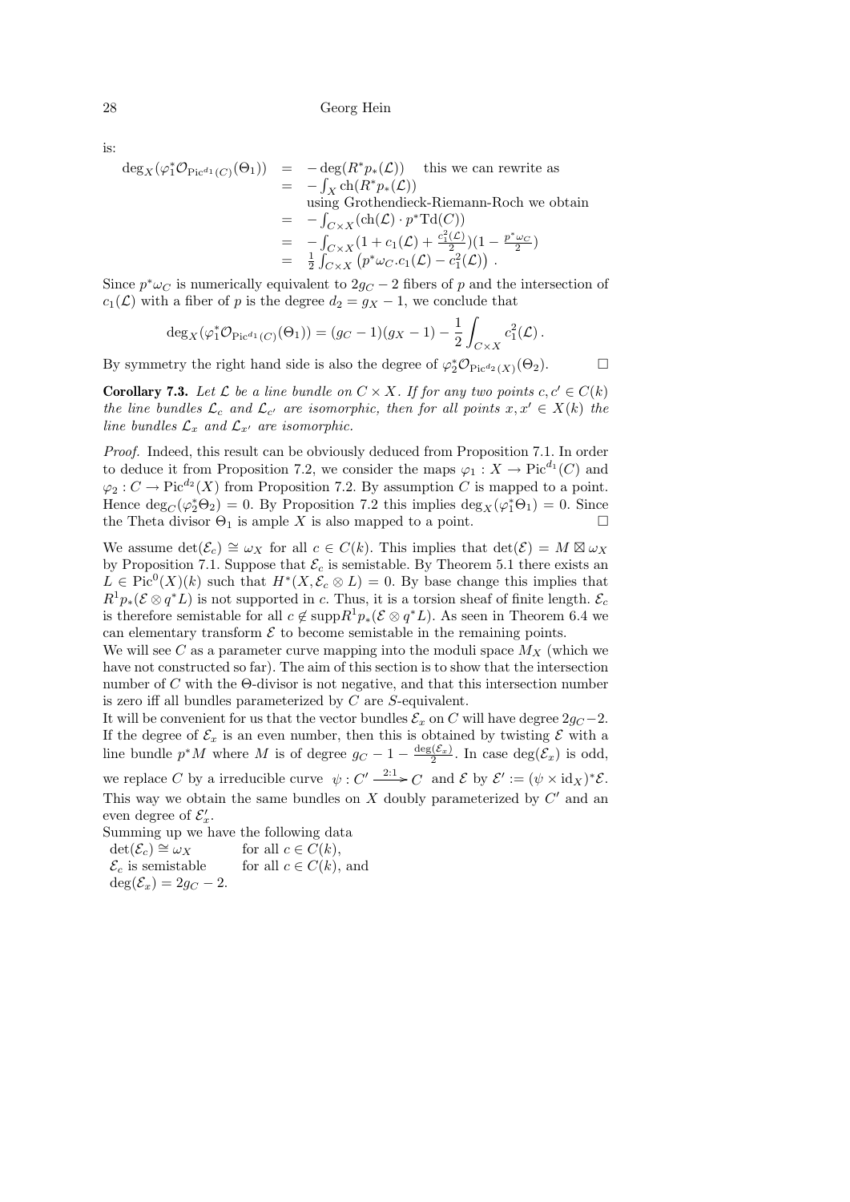is:

$$
\begin{array}{rcl}
\deg_X(\varphi_1^*\mathcal{O}_{\mathrm{Pic}^{d_1}(C)}(\Theta_1)) & = & -\deg(R^*p_*(\mathcal{L})) \quad \text{this we can rewrite as} \\
& = & -\int_X \mathrm{ch}(R^*p_*(\mathcal{L})) \\
& & \text{using Grothendieck-Riemann-Roch we obtain} \\
& = & -\int_{C\times X}(\mathrm{ch}(\mathcal{L})\cdot p^*\mathrm{Td}(C)) \\
& = & -\int_{C\times X}(1+c_1(\mathcal{L})+\frac{c_1^2(\mathcal{L})}{2})(1-\frac{p^*\omega_C}{2}) \\
& = & \frac{1}{2}\int_{C\times X}\left(p^*\omega_C.c_1(\mathcal{L})-c_1^2(\mathcal{L})\right).
\end{array}
$$

Since $p^*\omega_C$ is numerically equivalent to $2g_C-2$ fibers of $p$ and the intersection of $c_1(\mathcal{L})$ with a fiber of $p$ is the degree $d_2 = g_X - 1$, we conclude that

$$
\deg_X(\varphi_1^*\mathcal{O}_{\mathrm{Pic}^{d_1}(C)}(\Theta_1)) = (g_C-1)(g_X-1) - \frac{1}{2}\int_{C\times X} c_1^2(\mathcal{L}).
$$

By symmetry the right hand side is also the degree of $\varphi_2^*\mathcal{O}_{\mathrm{Pic}^{d_2}(X)}(\Theta_2)$. □

**Corollary 7.3.** *Let $\mathcal{L}$ be a line bundle on $C\times X$. If for any two points $c,c'\in C(k)$ the line bundles $\mathcal{L}_c$ and $\mathcal{L}_{c'}$ are isomorphic, then for all points $x,x'\in X(k)$ the line bundles $\mathcal{L}_x$ and $\mathcal{L}_{x'}$ are isomorphic.*

*Proof.* Indeed, this result can be obviously deduced from Proposition 7.1. In order to deduce it from Proposition 7.2, we consider the maps $\varphi_1: X\to \mathrm{Pic}^{d_1}(C)$ and $\varphi_2: C\to\mathrm{Pic}^{d_2}(X)$ from Proposition 7.2. By assumption $C$ is mapped to a point. Hence $\deg_C(\varphi_2^*\Theta_2)=0$. By Proposition 7.2 this implies $\deg_X(\varphi_1^*\Theta_1)=0$. Since the Theta divisor $\Theta_1$ is ample $X$ is also mapped to a point. □

We assume $\det(\mathcal{E}_c)\cong\omega_X$ for all $c\in C(k)$. This implies that $\det(\mathcal{E}) = M\boxtimes\omega_X$ by Proposition 7.1. Suppose that $\mathcal{E}_c$ is semistable. By Theorem 5.1 there exists an $L\in\mathrm{Pic}^0(X)(k)$ such that $H^*(X,\mathcal{E}_c\otimes L)=0$. By base change this implies that $R^1p_*(\mathcal{E}\otimes q^*L)$ is not supported in $c$. Thus, it is a torsion sheaf of finite length. $\mathcal{E}_c$ is therefore semistable for all $c\notin \mathrm{supp}R^1p_*(\mathcal{E}\otimes q^*L)$. As seen in Theorem 6.4 we can elementary transform $\mathcal{E}$ to become semistable in the remaining points.
We will see $C$ as a parameter curve mapping into the moduli space $M_X$ (which we have not constructed so far). The aim of this section is to show that the intersection number of $C$ with the $\Theta$-divisor is not negative, and that this intersection number is zero iff all bundles parameterized by $C$ are $S$-equivalent.
It will be convenient for us that the vector bundles $\mathcal{E}_x$ on $C$ will have degree $2g_C-2$. If the degree of $\mathcal{E}_x$ is an even number, then this is obtained by twisting $\mathcal{E}$ with a line bundle $p^*M$ where $M$ is of degree $g_C-1-\frac{\deg(\mathcal{E}_x)}{2}$. In case $\deg(\mathcal{E}_x)$ is odd, we replace $C$ by a irreducible curve $\psi: C'\xrightarrow{2:1} C$ and $\mathcal{E}$ by $\mathcal{E}' := (\psi\times\mathrm{id}_X)^*\mathcal{E}$. This way we obtain the same bundles on $X$ doubly parameterized by $C'$ and an even degree of $\mathcal{E}'_x$.
Summing up we have the following data

$\det(\mathcal{E}_c)\cong\omega_X$ for all $c\in C(k)$,
$\mathcal{E}_c$ is semistable for all $c\in C(k)$, and
$\deg(\mathcal{E}_x)=2g_C-2$.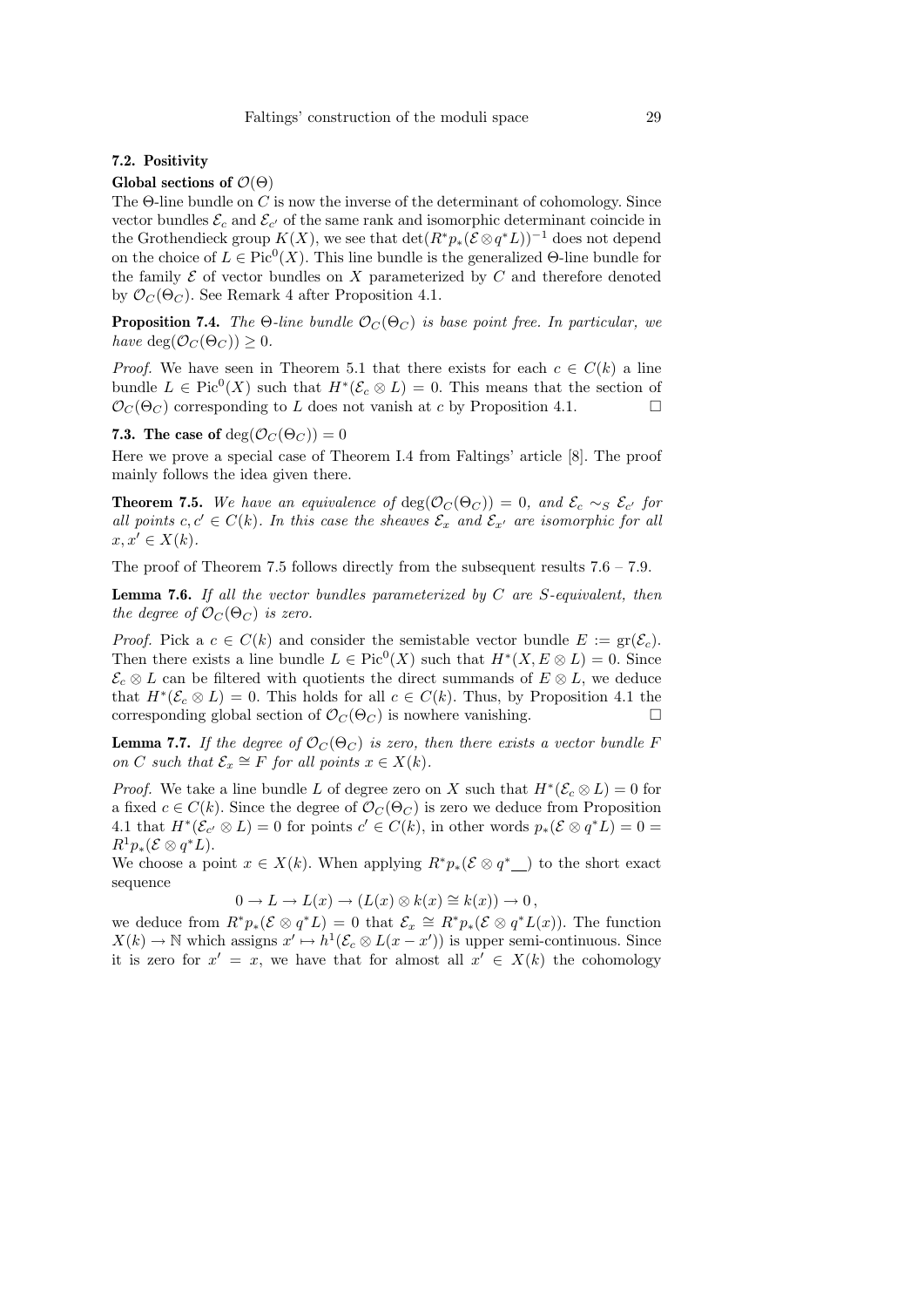## 7.2. Positivity

**Global sections of $\mathcal{O}(\Theta)$**

The $\Theta$-line bundle on $C$ is now the inverse of the determinant of cohomology. Since vector bundles $\mathcal{E}_c$ and $\mathcal{E}_{c'}$ of the same rank and isomorphic determinant coincide in the Grothendieck group $K(X)$, we see that $\det(R^*p_*(\mathcal{E} \otimes q^*L))^{-1}$ does not depend on the choice of $L \in \mathrm{Pic}^0(X)$. This line bundle is the generalized $\Theta$-line bundle for the family $\mathcal{E}$ of vector bundles on $X$ parameterized by $C$ and therefore denoted by $\mathcal{O}_C(\Theta_C)$. See Remark 4 after Proposition 4.1.

**Proposition 7.4.** *The $\Theta$-line bundle $\mathcal{O}_C(\Theta_C)$ is base point free. In particular, we have $\deg(\mathcal{O}_C(\Theta_C)) \geq 0$.*

*Proof.* We have seen in Theorem 5.1 that there exists for each $c \in C(k)$ a line bundle $L \in \mathrm{Pic}^0(X)$ such that $H^*(\mathcal{E}_c \otimes L) = 0$. This means that the section of $\mathcal{O}_C(\Theta_C)$ corresponding to $L$ does not vanish at $c$ by Proposition 4.1. □

## 7.3. The case of $\deg(\mathcal{O}_C(\Theta_C)) = 0$

Here we prove a special case of Theorem I.4 from Faltings' article [8]. The proof mainly follows the idea given there.

**Theorem 7.5.** *We have an equivalence of $\deg(\mathcal{O}_C(\Theta_C)) = 0$, and $\mathcal{E}_c \sim_S \mathcal{E}_{c'}$ for all points $c, c' \in C(k)$. In this case the sheaves $\mathcal{E}_x$ and $\mathcal{E}_{x'}$ are isomorphic for all $x, x' \in X(k)$.*

The proof of Theorem 7.5 follows directly from the subsequent results 7.6 – 7.9.

**Lemma 7.6.** *If all the vector bundles parameterized by $C$ are $S$-equivalent, then the degree of $\mathcal{O}_C(\Theta_C)$ is zero.*

*Proof.* Pick a $c \in C(k)$ and consider the semistable vector bundle $E := \mathrm{gr}(\mathcal{E}_c)$. Then there exists a line bundle $L \in \mathrm{Pic}^0(X)$ such that $H^*(X, E \otimes L) = 0$. Since $\mathcal{E}_c \otimes L$ can be filtered with quotients the direct summands of $E \otimes L$, we deduce that $H^*(\mathcal{E}_c \otimes L) = 0$. This holds for all $c \in C(k)$. Thus, by Proposition 4.1 the corresponding global section of $\mathcal{O}_C(\Theta_C)$ is nowhere vanishing. □

**Lemma 7.7.** *If the degree of $\mathcal{O}_C(\Theta_C)$ is zero, then there exists a vector bundle $F$ on $C$ such that $\mathcal{E}_x \cong F$ for all points $x \in X(k)$.*

*Proof.* We take a line bundle $L$ of degree zero on $X$ such that $H^*(\mathcal{E}_c \otimes L) = 0$ for a fixed $c \in C(k)$. Since the degree of $\mathcal{O}_C(\Theta_C)$ is zero we deduce from Proposition 4.1 that $H^*(\mathcal{E}_{c'} \otimes L) = 0$ for points $c' \in C(k)$, in other words $p_*(\mathcal{E} \otimes q^*L) = 0 = R^1p_*(\mathcal{E} \otimes q^*L)$.

We choose a point $x \in X(k)$. When applying $R^*p_*(\mathcal{E} \otimes q^* \_\_)$ to the short exact sequence

$$0 \to L \to L(x) \to (L(x) \otimes k(x) \cong k(x)) \to 0\,,$$

we deduce from $R^*p_*(\mathcal{E} \otimes q^*L) = 0$ that $\mathcal{E}_x \cong R^*p_*(\mathcal{E} \otimes q^*L(x))$. The function $X(k) \to \mathbb{N}$ which assigns $x' \mapsto h^1(\mathcal{E}_c \otimes L(x - x'))$ is upper semi-continuous. Since it is zero for $x' = x$, we have that for almost all $x' \in X(k)$ the cohomology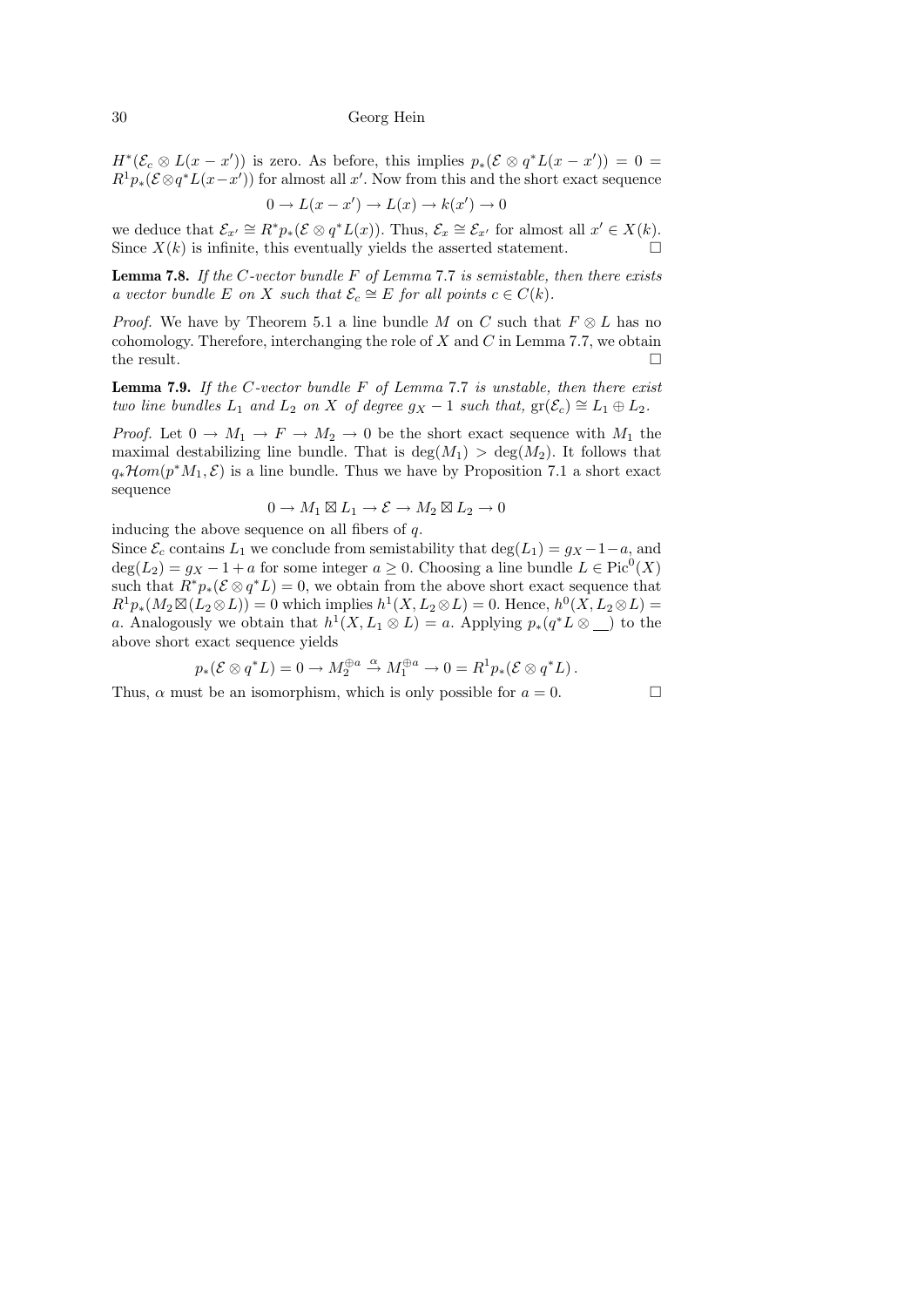$H^*(\mathcal{E}_c \otimes L(x-x'))$ is zero. As before, this implies $p_*(\mathcal{E} \otimes q^*L(x-x')) = 0 = R^1p_*(\mathcal{E} \otimes q^*L(x-x'))$ for almost all $x'$. Now from this and the short exact sequence

$$0 \to L(x-x') \to L(x) \to k(x') \to 0$$

we deduce that $\mathcal{E}_{x'} \cong R^*p_*(\mathcal{E} \otimes q^*L(x))$. Thus, $\mathcal{E}_x \cong \mathcal{E}_{x'}$ for almost all $x' \in X(k)$. Since $X(k)$ is infinite, this eventually yields the asserted statement. □

**Lemma 7.8.** *If the $C$-vector bundle $F$ of Lemma 7.7 is semistable, then there exists a vector bundle $E$ on $X$ such that $\mathcal{E}_c \cong E$ for all points $c \in C(k)$.*

*Proof.* We have by Theorem 5.1 a line bundle $M$ on $C$ such that $F \otimes L$ has no cohomology. Therefore, interchanging the role of $X$ and $C$ in Lemma 7.7, we obtain the result. □

**Lemma 7.9.** *If the $C$-vector bundle $F$ of Lemma 7.7 is unstable, then there exist two line bundles $L_1$ and $L_2$ on $X$ of degree $g_X - 1$ such that, $\mathrm{gr}(\mathcal{E}_c) \cong L_1 \oplus L_2$.*

*Proof.* Let $0 \to M_1 \to F \to M_2 \to 0$ be the short exact sequence with $M_1$ the maximal destabilizing line bundle. That is $\deg(M_1) > \deg(M_2)$. It follows that $q_*\mathcal{H}om(p^*M_1, \mathcal{E})$ is a line bundle. Thus we have by Proposition 7.1 a short exact sequence

$$0 \to M_1 \boxtimes L_1 \to \mathcal{E} \to M_2 \boxtimes L_2 \to 0$$

inducing the above sequence on all fibers of $q$.

Since $\mathcal{E}_c$ contains $L_1$ we conclude from semistability that $\deg(L_1) = g_X - 1 - a$, and $\deg(L_2) = g_X - 1 + a$ for some integer $a \geq 0$. Choosing a line bundle $L \in \mathrm{Pic}^0(X)$ such that $R^*p_*(\mathcal{E} \otimes q^*L) = 0$, we obtain from the above short exact sequence that $R^1p_*(M_2 \boxtimes (L_2 \otimes L)) = 0$ which implies $h^1(X, L_2 \otimes L) = 0$. Hence, $h^0(X, L_2 \otimes L) = a$. Analogously we obtain that $h^1(X, L_1 \otimes L) = a$. Applying $p_*(q^*L \otimes \underline{\quad})$ to the above short exact sequence yields

$$p_*(\mathcal{E} \otimes q^*L) = 0 \to M_2^{\oplus a} \xrightarrow{\alpha} M_1^{\oplus a} \to 0 = R^1p_*(\mathcal{E} \otimes q^*L)\,.$$

Thus, $\alpha$ must be an isomorphism, which is only possible for $a = 0$. □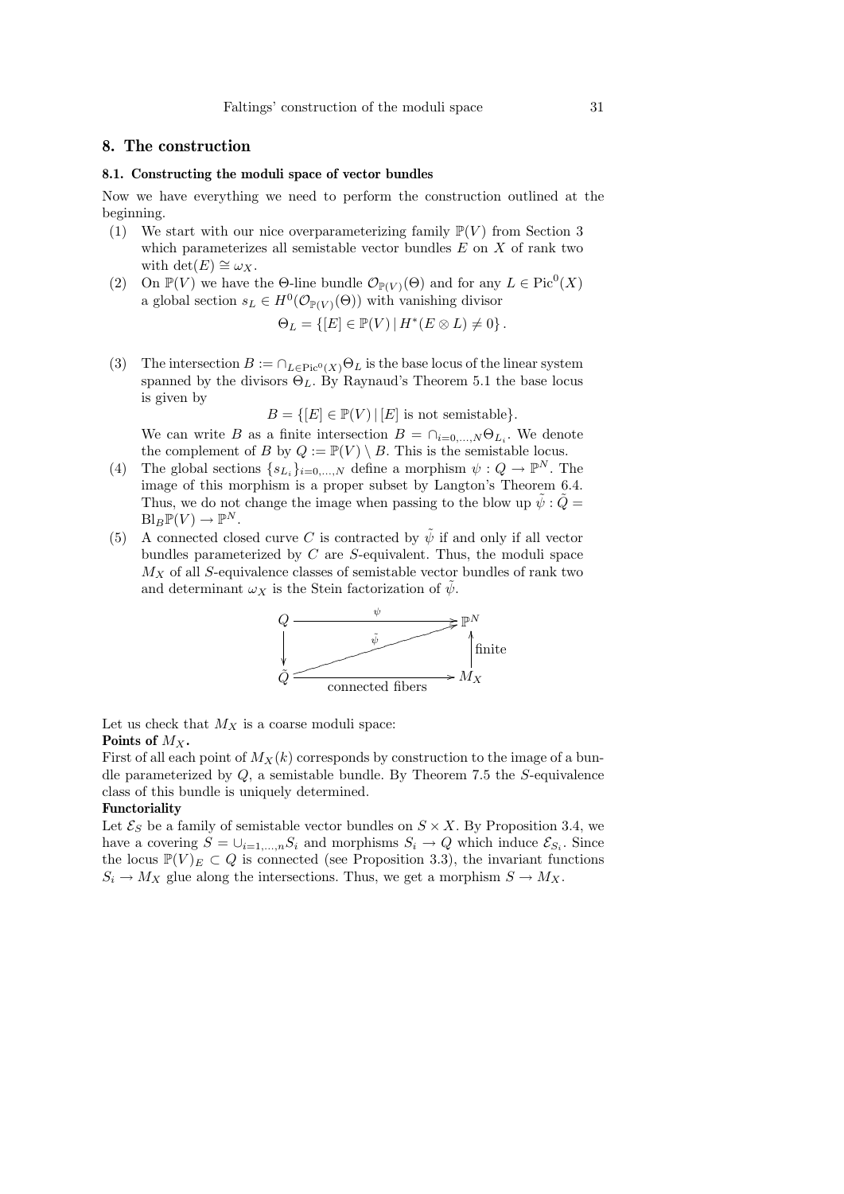## 8. The construction

### 8.1. Constructing the moduli space of vector bundles

Now we have everything we need to perform the construction outlined at the beginning.

(1) We start with our nice overparameterizing family $\mathbb{P}(V)$ from Section 3 which parameterizes all semistable vector bundles $E$ on $X$ of rank two with $\det(E) \cong \omega_X$.

(2) On $\mathbb{P}(V)$ we have the $\Theta$-line bundle $\mathcal{O}_{\mathbb{P}(V)}(\Theta)$ and for any $L \in \mathrm{Pic}^0(X)$ a global section $s_L \in H^0(\mathcal{O}_{\mathbb{P}(V)}(\Theta))$ with vanishing divisor

$$\Theta_L = \{[E] \in \mathbb{P}(V) \,|\, H^*(E \otimes L) \neq 0\}.$$

(3) The intersection $B := \cap_{L \in \mathrm{Pic}^0(X)} \Theta_L$ is the base locus of the linear system spanned by the divisors $\Theta_L$. By Raynaud's Theorem 5.1 the base locus is given by

$$B = \{[E] \in \mathbb{P}(V) \,|\, [E] \text{ is not semistable}\}.$$

We can write $B$ as a finite intersection $B = \cap_{i=0,\ldots,N} \Theta_{L_i}$. We denote the complement of $B$ by $Q := \mathbb{P}(V) \setminus B$. This is the semistable locus.

(4) The global sections $\{s_{L_i}\}_{i=0,\ldots,N}$ define a morphism $\psi : Q \to \mathbb{P}^N$. The image of this morphism is a proper subset by Langton's Theorem 6.4. Thus, we do not change the image when passing to the blow up $\tilde{\psi} : \tilde{Q} = \mathrm{Bl}_B \mathbb{P}(V) \to \mathbb{P}^N$.

(5) A connected closed curve $C$ is contracted by $\tilde{\psi}$ if and only if all vector bundles parameterized by $C$ are $S$-equivalent. Thus, the moduli space $M_X$ of all $S$-equivalence classes of semistable vector bundles of rank two and determinant $\omega_X$ is the Stein factorization of $\tilde{\psi}$.

$$\begin{array}{ccc} Q & \xrightarrow{\quad\psi\quad} & \mathbb{P}^N \\ \downarrow & \overset{\tilde{\psi}}{\nearrow} & \uparrow \text{finite} \\ \tilde{Q} & \xrightarrow[\text{connected fibers}]{} & M_X \end{array}$$

Let us check that $M_X$ is a coarse moduli space:

**Points of $M_X$.**
First of all each point of $M_X(k)$ corresponds by construction to the image of a bundle parameterized by $Q$, a semistable bundle. By Theorem 7.5 the $S$-equivalence class of this bundle is uniquely determined.

**Functoriality**
Let $\mathcal{E}_S$ be a family of semistable vector bundles on $S \times X$. By Proposition 3.4, we have a covering $S = \cup_{i=1,\ldots,n} S_i$ and morphisms $S_i \to Q$ which induce $\mathcal{E}_{S_i}$. Since the locus $\mathbb{P}(V)_E \subset Q$ is connected (see Proposition 3.3), the invariant functions $S_i \to M_X$ glue along the intersections. Thus, we get a morphism $S \to M_X$.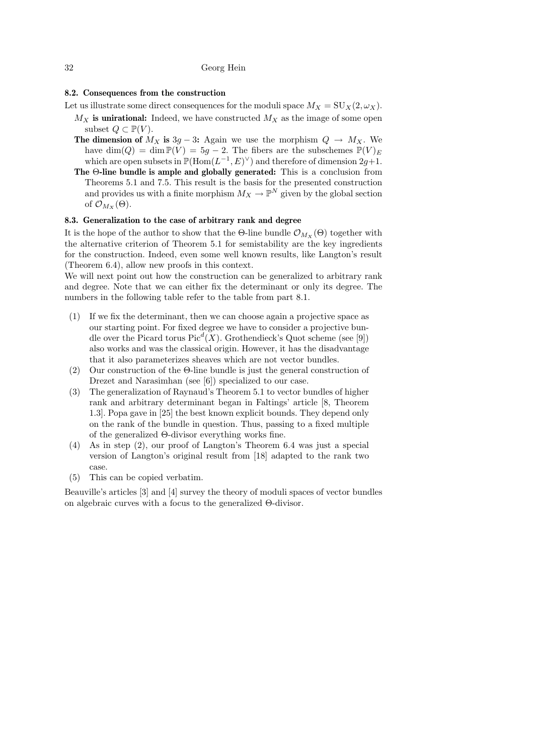### 8.2. Consequences from the construction

Let us illustrate some direct consequences for the moduli space $M_X = \mathrm{SU}_X(2, \omega_X)$.

**$M_X$ is unirational:** Indeed, we have constructed $M_X$ as the image of some open subset $Q \subset \mathbb{P}(V)$.

**The dimension of $M_X$ is $3g - 3$:** Again we use the morphism $Q \to M_X$. We have $\dim(Q) = \dim \mathbb{P}(V) = 5g - 2$. The fibers are the subschemes $\mathbb{P}(V)_E$ which are open subsets in $\mathbb{P}(\mathrm{Hom}(L^{-1}, E)^\vee)$ and therefore of dimension $2g+1$.

**The $\Theta$-line bundle is ample and globally generated:** This is a conclusion from Theorems 5.1 and 7.5. This result is the basis for the presented construction and provides us with a finite morphism $M_X \to \mathbb{P}^N$ given by the global section of $\mathcal{O}_{M_X}(\Theta)$.

### 8.3. Generalization to the case of arbitrary rank and degree

It is the hope of the author to show that the $\Theta$-line bundle $\mathcal{O}_{M_X}(\Theta)$ together with the alternative criterion of Theorem 5.1 for semistability are the key ingredients for the construction. Indeed, even some well known results, like Langton's result (Theorem 6.4), allow new proofs in this context.

We will next point out how the construction can be generalized to arbitrary rank and degree. Note that we can either fix the determinant or only its degree. The numbers in the following table refer to the table from part 8.1.

(1) If we fix the determinant, then we can choose again a projective space as our starting point. For fixed degree we have to consider a projective bundle over the Picard torus $\mathrm{Pic}^d(X)$. Grothendieck's Quot scheme (see [9]) also works and was the classical origin. However, it has the disadvantage that it also parameterizes sheaves which are not vector bundles.

(2) Our construction of the $\Theta$-line bundle is just the general construction of Drezet and Narasimhan (see [6]) specialized to our case.

(3) The generalization of Raynaud's Theorem 5.1 to vector bundles of higher rank and arbitrary determinant began in Faltings' article [8, Theorem 1.3]. Popa gave in [25] the best known explicit bounds. They depend only on the rank of the bundle in question. Thus, passing to a fixed multiple of the generalized $\Theta$-divisor everything works fine.

(4) As in step (2), our proof of Langton's Theorem 6.4 was just a special version of Langton's original result from [18] adapted to the rank two case.

(5) This can be copied verbatim.

Beauville's articles [3] and [4] survey the theory of moduli spaces of vector bundles on algebraic curves with a focus to the generalized $\Theta$-divisor.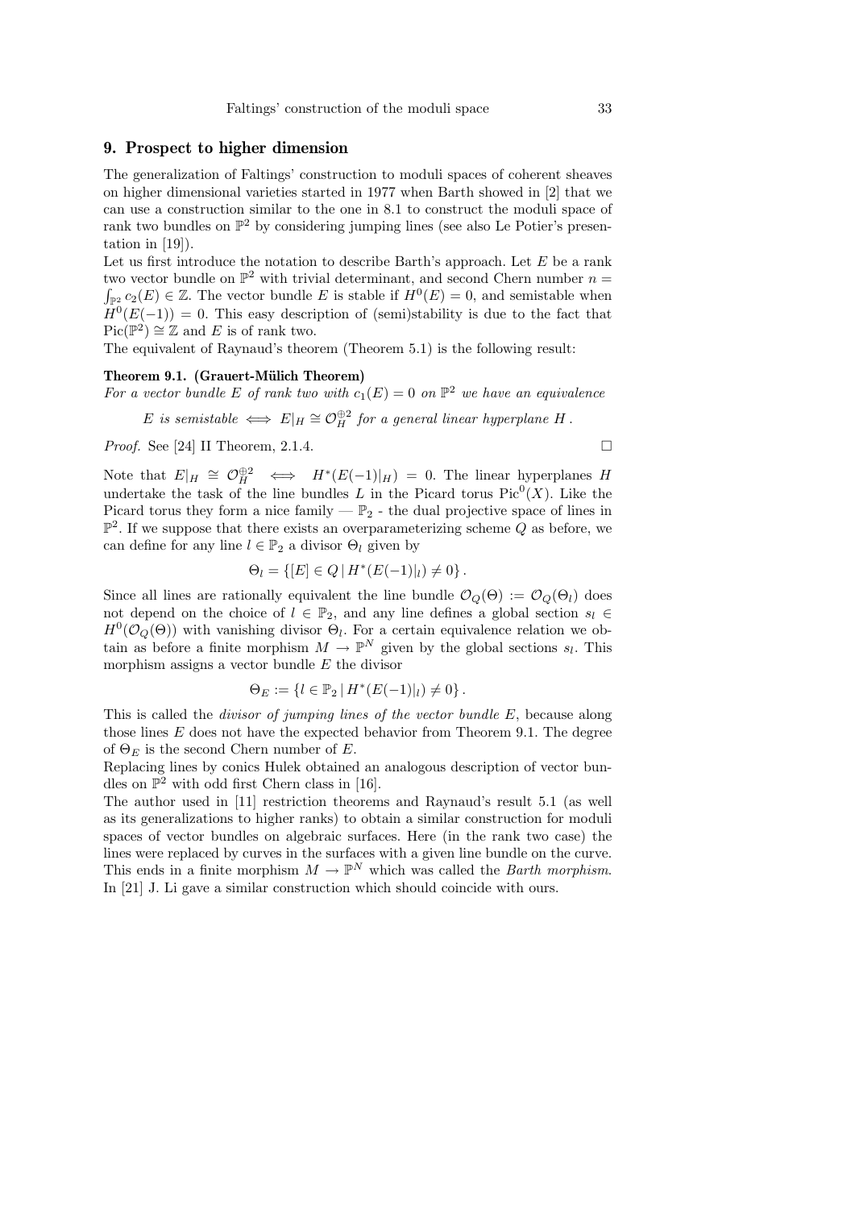## 9. Prospect to higher dimension

The generalization of Faltings' construction to moduli spaces of coherent sheaves on higher dimensional varieties started in 1977 when Barth showed in [2] that we can use a construction similar to the one in 8.1 to construct the moduli space of rank two bundles on $\mathbb{P}^2$ by considering jumping lines (see also Le Potier's presentation in [19]).

Let us first introduce the notation to describe Barth's approach. Let $E$ be a rank two vector bundle on $\mathbb{P}^2$ with trivial determinant, and second Chern number $n = \int_{\mathbb{P}^2} c_2(E) \in \mathbb{Z}$. The vector bundle $E$ is stable if $H^0(E) = 0$, and semistable when $H^0(E(-1)) = 0$. This easy description of (semi)stability is due to the fact that $\mathrm{Pic}(\mathbb{P}^2) \cong \mathbb{Z}$ and $E$ is of rank two.

The equivalent of Raynaud's theorem (Theorem 5.1) is the following result:

**Theorem 9.1. (Grauert-Mülich Theorem)**
*For a vector bundle $E$ of rank two with $c_1(E) = 0$ on $\mathbb{P}^2$ we have an equivalence*

$$E \text{ is semistable } \iff E|_H \cong \mathcal{O}_H^{\oplus 2} \text{ for a general linear hyperplane } H\,.$$

*Proof.* See [24] II Theorem, 2.1.4. □

Note that $E|_H \cong \mathcal{O}_H^{\oplus 2} \iff H^*(E(-1)|_H) = 0$. The linear hyperplanes $H$ undertake the task of the line bundles $L$ in the Picard torus $\mathrm{Pic}^0(X)$. Like the Picard torus they form a nice family — $\mathbb{P}_2$ - the dual projective space of lines in $\mathbb{P}^2$. If we suppose that there exists an overparameterizing scheme $Q$ as before, we can define for any line $l \in \mathbb{P}_2$ a divisor $\Theta_l$ given by

$$\Theta_l = \{[E] \in Q \,|\, H^*(E(-1)|_l) \neq 0\}\,.$$

Since all lines are rationally equivalent the line bundle $\mathcal{O}_Q(\Theta) := \mathcal{O}_Q(\Theta_l)$ does not depend on the choice of $l \in \mathbb{P}_2$, and any line defines a global section $s_l \in H^0(\mathcal{O}_Q(\Theta))$ with vanishing divisor $\Theta_l$. For a certain equivalence relation we obtain as before a finite morphism $M \to \mathbb{P}^N$ given by the global sections $s_l$. This morphism assigns a vector bundle $E$ the divisor

$$\Theta_E := \{l \in \mathbb{P}_2 \,|\, H^*(E(-1)|_l) \neq 0\}\,.$$

This is called the *divisor of jumping lines of the vector bundle $E$*, because along those lines $E$ does not have the expected behavior from Theorem 9.1. The degree of $\Theta_E$ is the second Chern number of $E$.

Replacing lines by conics Hulek obtained an analogous description of vector bundles on $\mathbb{P}^2$ with odd first Chern class in [16].

The author used in [11] restriction theorems and Raynaud's result 5.1 (as well as its generalizations to higher ranks) to obtain a similar construction for moduli spaces of vector bundles on algebraic surfaces. Here (in the rank two case) the lines were replaced by curves in the surfaces with a given line bundle on the curve. This ends in a finite morphism $M \to \mathbb{P}^N$ which was called the *Barth morphism*. In [21] J. Li gave a similar construction which should coincide with ours.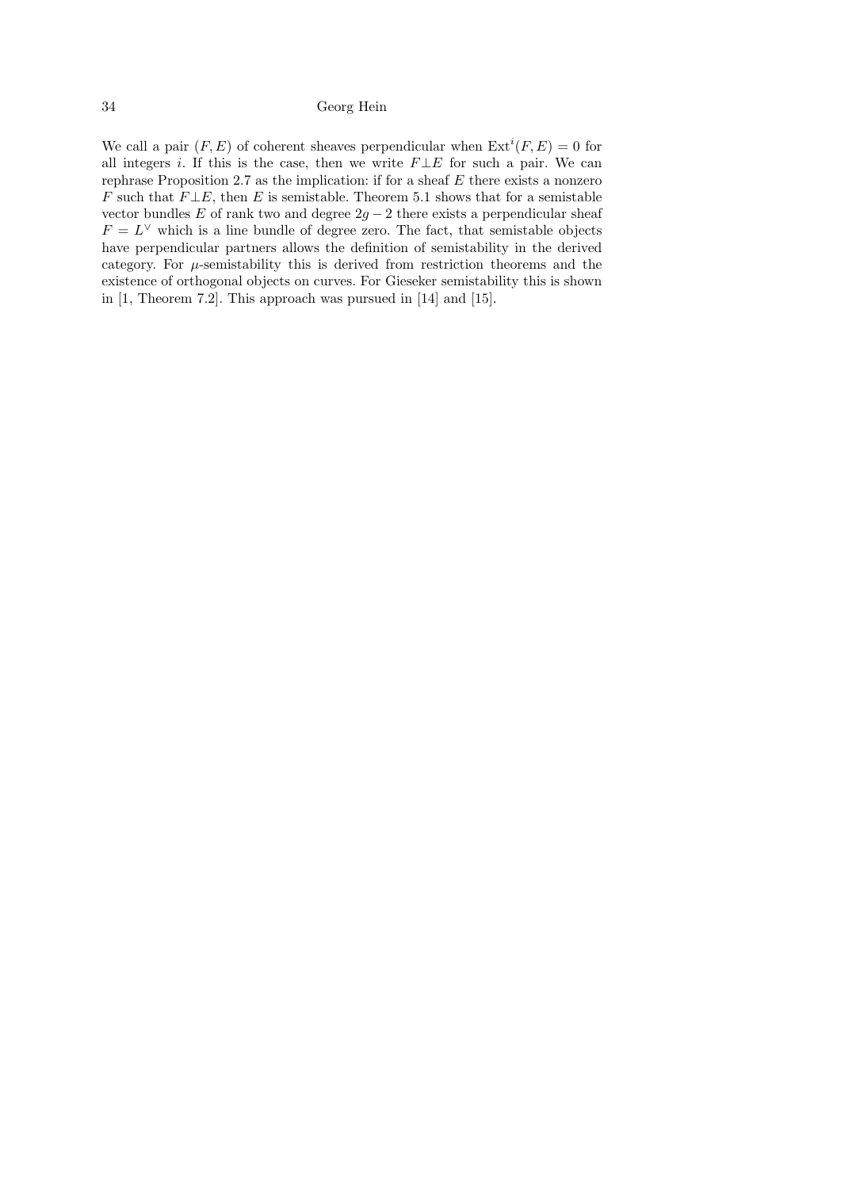We call a pair $(F, E)$ of coherent sheaves perpendicular when $\mathrm{Ext}^i(F, E) = 0$ for all integers $i$. If this is the case, then we write $F \perp E$ for such a pair. We can rephrase Proposition 2.7 as the implication: if for a sheaf $E$ there exists a nonzero $F$ such that $F \perp E$, then $E$ is semistable. Theorem 5.1 shows that for a semistable vector bundles $E$ of rank two and degree $2g - 2$ there exists a perpendicular sheaf $F = L^\vee$ which is a line bundle of degree zero. The fact, that semistable objects have perpendicular partners allows the definition of semistability in the derived category. For $\mu$-semistability this is derived from restriction theorems and the existence of orthogonal objects on curves. For Gieseker semistability this is shown in [1, Theorem 7.2]. This approach was pursued in [14] and [15].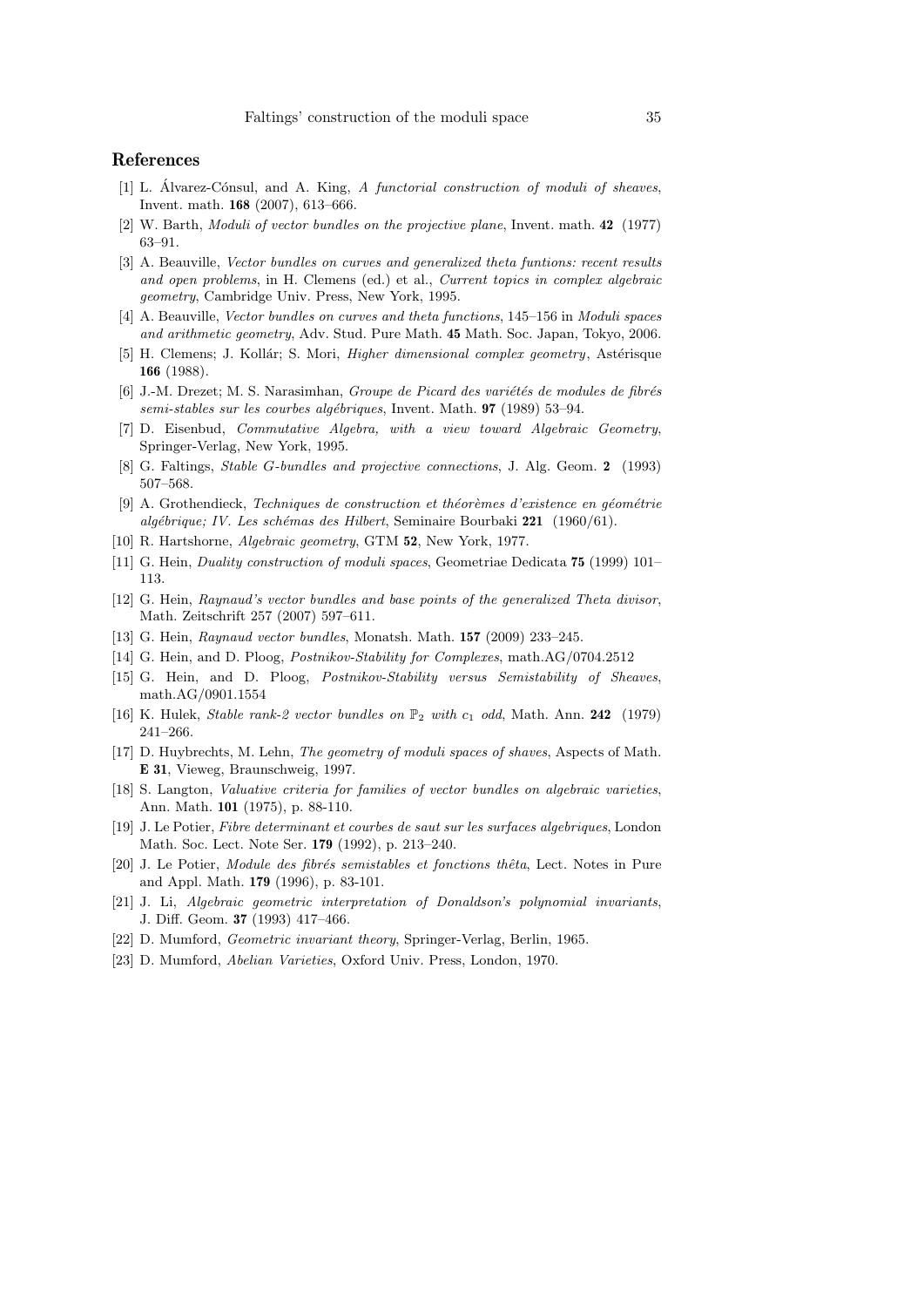## References

[1] L. Álvarez-Cónsul, and A. King, *A functorial construction of moduli of sheaves*, Invent. math. **168** (2007), 613–666.

[2] W. Barth, *Moduli of vector bundles on the projective plane*, Invent. math. **42** (1977) 63–91.

[3] A. Beauville, *Vector bundles on curves and generalized theta funtions: recent results and open problems*, in H. Clemens (ed.) et al., *Current topics in complex algebraic geometry*, Cambridge Univ. Press, New York, 1995.

[4] A. Beauville, *Vector bundles on curves and theta functions*, 145–156 in *Moduli spaces and arithmetic geometry*, Adv. Stud. Pure Math. **45** Math. Soc. Japan, Tokyo, 2006.

[5] H. Clemens; J. Kollár; S. Mori, *Higher dimensional complex geometry*, Astérisque **166** (1988).

[6] J.-M. Drezet; M. S. Narasimhan, *Groupe de Picard des variétés de modules de fibrés semi-stables sur les courbes algébriques*, Invent. Math. **97** (1989) 53–94.

[7] D. Eisenbud, *Commutative Algebra, with a view toward Algebraic Geometry*, Springer-Verlag, New York, 1995.

[8] G. Faltings, *Stable G-bundles and projective connections*, J. Alg. Geom. **2** (1993) 507–568.

[9] A. Grothendieck, *Techniques de construction et théorèmes d'existence en géométrie algébrique; IV. Les schémas des Hilbert*, Seminaire Bourbaki **221** (1960/61).

[10] R. Hartshorne, *Algebraic geometry*, GTM **52**, New York, 1977.

[11] G. Hein, *Duality construction of moduli spaces*, Geometriae Dedicata **75** (1999) 101–113.

[12] G. Hein, *Raynaud's vector bundles and base points of the generalized Theta divisor*, Math. Zeitschrift 257 (2007) 597–611.

[13] G. Hein, *Raynaud vector bundles*, Monatsh. Math. **157** (2009) 233–245.

[14] G. Hein, and D. Ploog, *Postnikov-Stability for Complexes*, math.AG/0704.2512

[15] G. Hein, and D. Ploog, *Postnikov-Stability versus Semistability of Sheaves*, math.AG/0901.1554

[16] K. Hulek, *Stable rank-2 vector bundles on $\mathbb{P}_2$ with $c_1$ odd*, Math. Ann. **242** (1979) 241–266.

[17] D. Huybrechts, M. Lehn, *The geometry of moduli spaces of shaves*, Aspects of Math. **E 31**, Vieweg, Braunschweig, 1997.

[18] S. Langton, *Valuative criteria for families of vector bundles on algebraic varieties*, Ann. Math. **101** (1975), p. 88-110.

[19] J. Le Potier, *Fibre determinant et courbes de saut sur les surfaces algebriques*, London Math. Soc. Lect. Note Ser. **179** (1992), p. 213–240.

[20] J. Le Potier, *Module des fibrés semistables et fonctions thêta*, Lect. Notes in Pure and Appl. Math. **179** (1996), p. 83-101.

[21] J. Li, *Algebraic geometric interpretation of Donaldson's polynomial invariants*, J. Diff. Geom. **37** (1993) 417–466.

[22] D. Mumford, *Geometric invariant theory*, Springer-Verlag, Berlin, 1965.

[23] D. Mumford, *Abelian Varieties*, Oxford Univ. Press, London, 1970.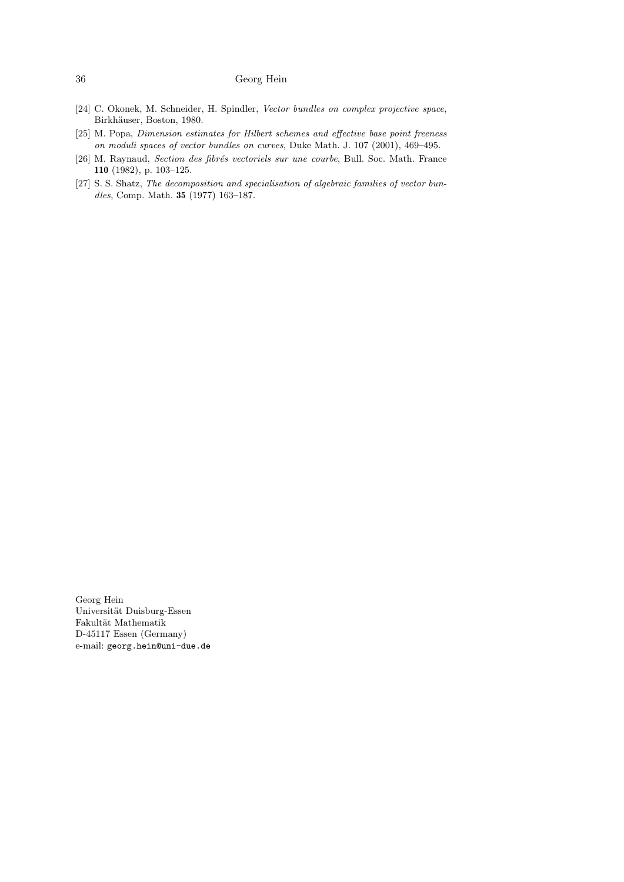[24] C. Okonek, M. Schneider, H. Spindler, *Vector bundles on complex projective space*, Birkhäuser, Boston, 1980.

[25] M. Popa, *Dimension estimates for Hilbert schemes and effective base point freeness on moduli spaces of vector bundles on curves*, Duke Math. J. 107 (2001), 469–495.

[26] M. Raynaud, *Section des fibrés vectoriels sur une courbe*, Bull. Soc. Math. France **110** (1982), p. 103–125.

[27] S. S. Shatz, *The decomposition and specialisation of algebraic families of vector bundles*, Comp. Math. **35** (1977) 163–187.

Georg Hein
Universität Duisburg-Essen
Fakultät Mathematik
D-45117 Essen (Germany)
e-mail: `georg.hein@uni-due.de`